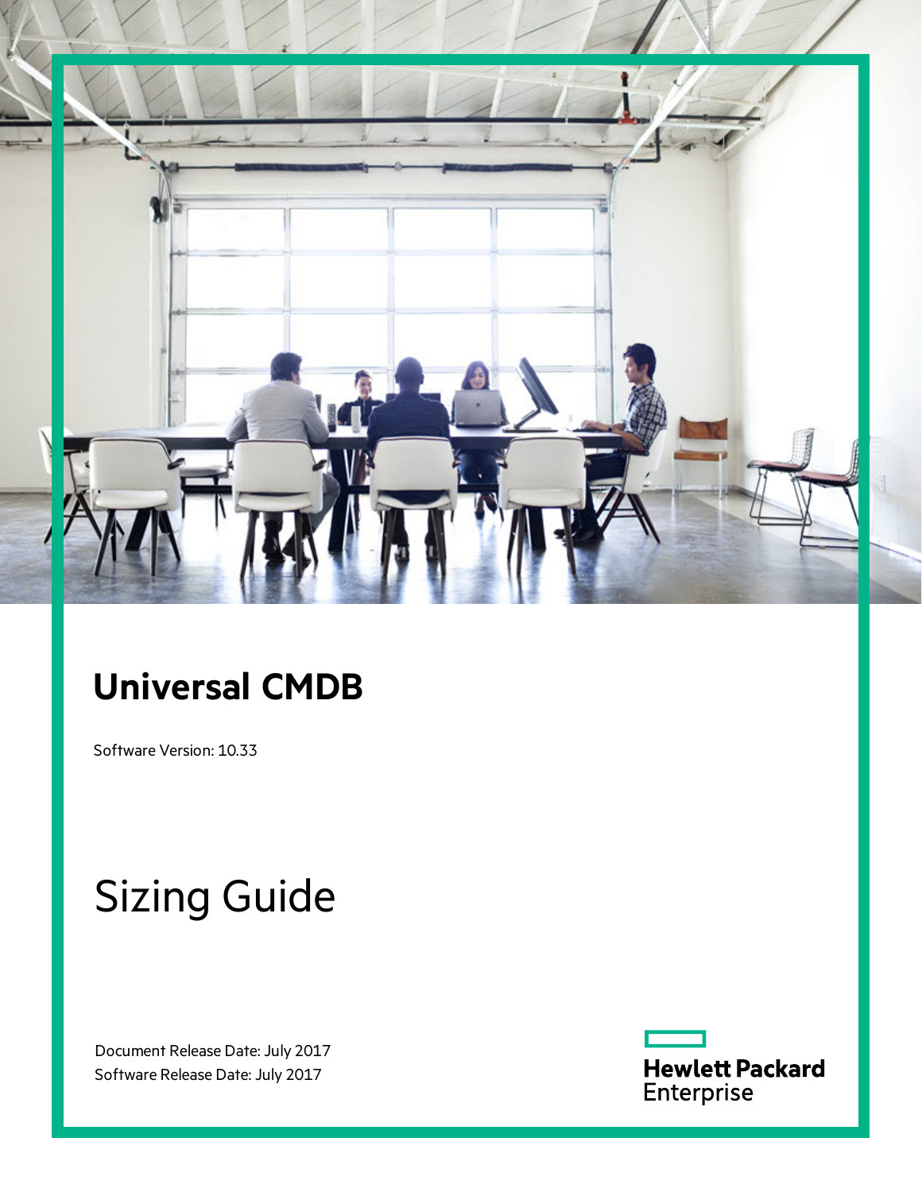# Universal CMDB

Software Version: 10.33

# Sizing Guide

Document Release Date: July 2017
Software Release Date: July 2017

Hewlett Packard Enterprise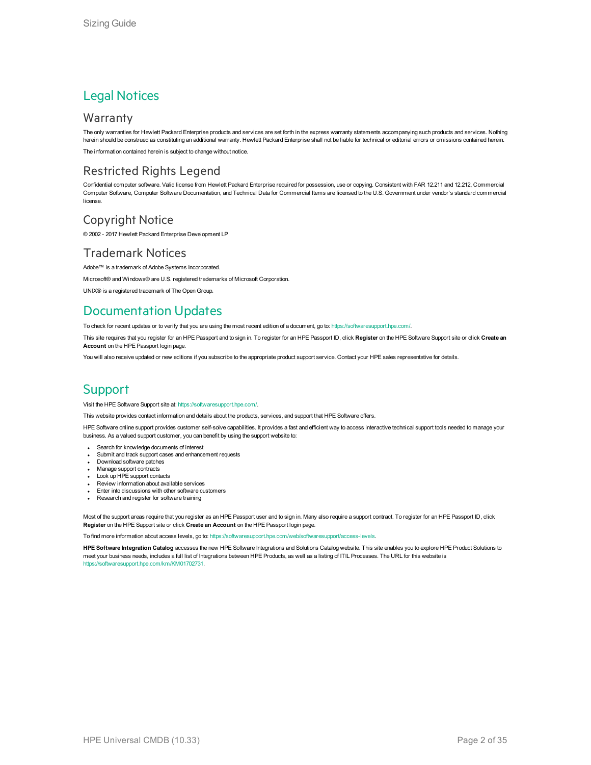# Legal Notices

## Warranty

The only warranties for Hewlett Packard Enterprise products and services are set forth in the express warranty statements accompanying such products and services. Nothing herein should be construed as constituting an additional warranty. Hewlett Packard Enterprise shall not be liable for technical or editorial errors or omissions contained herein.

The information contained herein is subject to change without notice.

## Restricted Rights Legend

Confidential computer software. Valid license from Hewlett Packard Enterprise required for possession, use or copying. Consistent with FAR 12.211 and 12.212, Commercial Computer Software, Computer Software Documentation, and Technical Data for Commercial Items are licensed to the U.S. Government under vendor's standard commercial license.

## Copyright Notice

© 2002 - 2017 Hewlett Packard Enterprise Development LP

## Trademark Notices

Adobe™ is a trademark of Adobe Systems Incorporated.

Microsoft® and Windows® are U.S. registered trademarks of Microsoft Corporation.

UNIX® is a registered trademark of The Open Group.

# Documentation Updates

To check for recent updates or to verify that you are using the most recent edition of a document, go to: https://softwaresupport.hpe.com/.

This site requires that you register for an HPE Passport and to sign in. To register for an HPE Passport ID, click **Register** on the HPE Software Support site or click **Create an Account** on the HPE Passport login page.

You will also receive updated or new editions if you subscribe to the appropriate product support service. Contact your HPE sales representative for details.

# Support

Visit the HPE Software Support site at: https://softwaresupport.hpe.com/.

This website provides contact information and details about the products, services, and support that HPE Software offers.

HPE Software online support provides customer self-solve capabilities. It provides a fast and efficient way to access interactive technical support tools needed to manage your business. As a valued support customer, you can benefit by using the support website to:

- Search for knowledge documents of interest
- Submit and track support cases and enhancement requests
- Download software patches
- Manage support contracts
- Look up HPE support contacts
- Review information about available services
- Enter into discussions with other software customers
- Research and register for software training

Most of the support areas require that you register as an HPE Passport user and to sign in. Many also require a support contract. To register for an HPE Passport ID, click **Register** on the HPE Support site or click **Create an Account** on the HPE Passport login page.

To find more information about access levels, go to: https://softwaresupport.hpe.com/web/softwaresupport/access-levels.

**HPE Software Integration Catalog** accesses the new HPE Software Integrations and Solutions Catalog website. This site enables you to explore HPE Product Solutions to meet your business needs, includes a full list of Integrations between HPE Products, as well as a listing of ITIL Processes. The URL for this website is https://softwaresupport.hpe.com/km/KM01702731.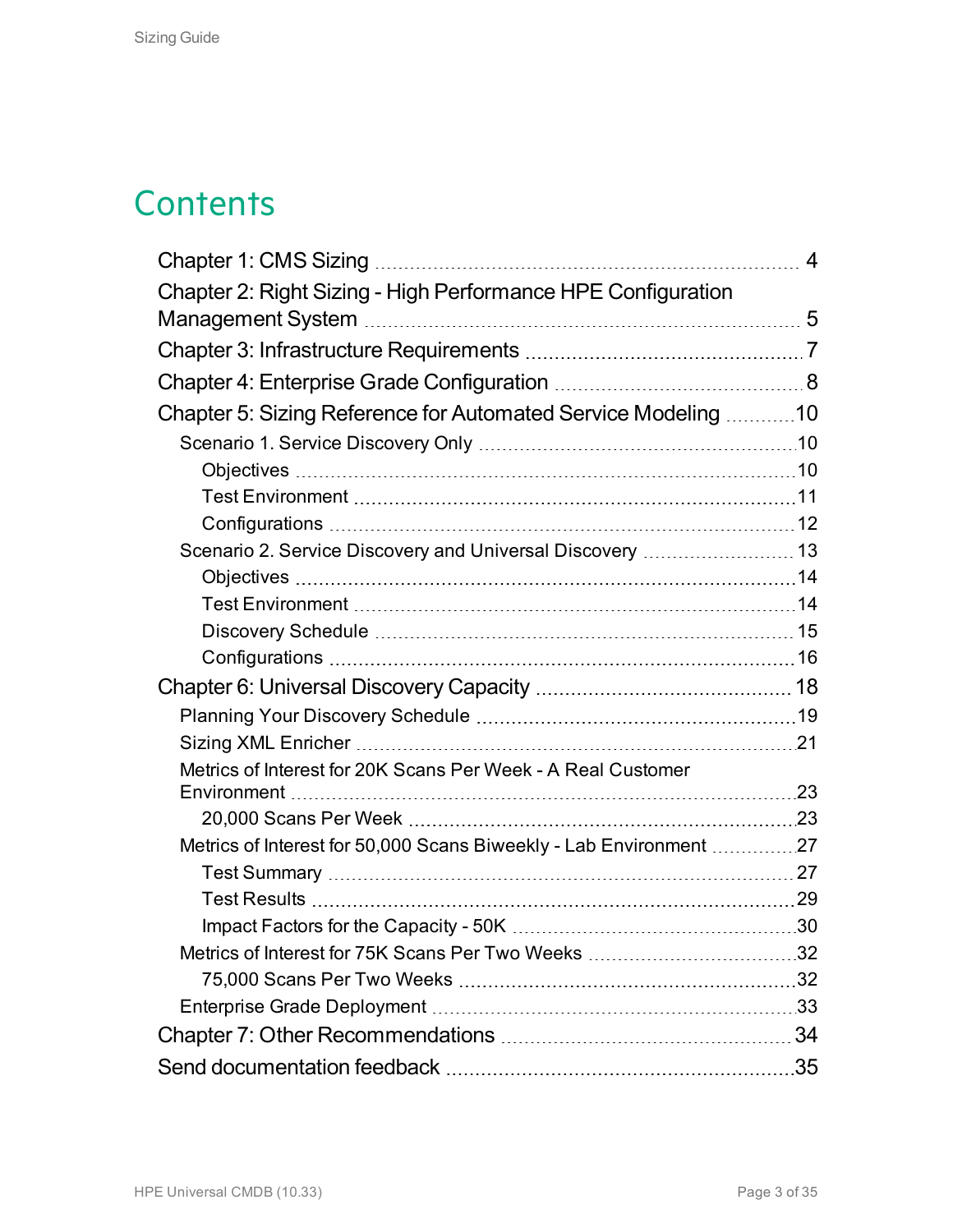# Contents

- Chapter 1: CMS Sizing ... 4
- Chapter 2: Right Sizing - High Performance HPE Configuration Management System ... 5
- Chapter 3: Infrastructure Requirements ... 7
- Chapter 4: Enterprise Grade Configuration ... 8
- Chapter 5: Sizing Reference for Automated Service Modeling ... 10
  - Scenario 1. Service Discovery Only ... 10
    - Objectives ... 10
    - Test Environment ... 11
    - Configurations ... 12
  - Scenario 2. Service Discovery and Universal Discovery ... 13
    - Objectives ... 14
    - Test Environment ... 14
    - Discovery Schedule ... 15
    - Configurations ... 16
- Chapter 6: Universal Discovery Capacity ... 18
  - Planning Your Discovery Schedule ... 19
  - Sizing XML Enricher ... 21
  - Metrics of Interest for 20K Scans Per Week - A Real Customer Environment ... 23
    - 20,000 Scans Per Week ... 23
  - Metrics of Interest for 50,000 Scans Biweekly - Lab Environment ... 27
    - Test Summary ... 27
    - Test Results ... 29
    - Impact Factors for the Capacity - 50K ... 30
  - Metrics of Interest for 75K Scans Per Two Weeks ... 32
    - 75,000 Scans Per Two Weeks ... 32
  - Enterprise Grade Deployment ... 33
- Chapter 7: Other Recommendations ... 34
- Send documentation feedback ... 35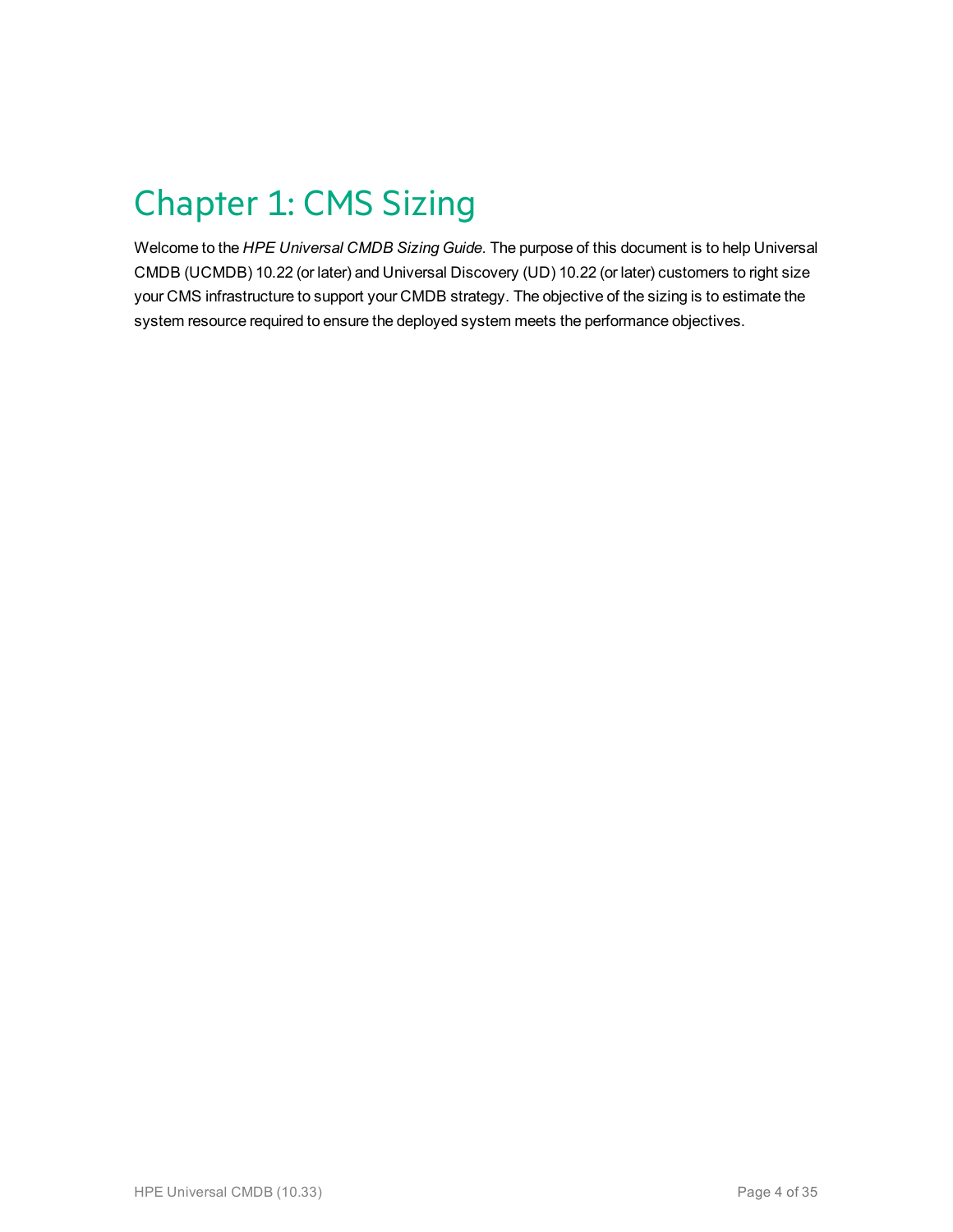# Chapter 1: CMS Sizing

Welcome to the *HPE Universal CMDB Sizing Guide*. The purpose of this document is to help Universal CMDB (UCMDB) 10.22 (or later) and Universal Discovery (UD) 10.22 (or later) customers to right size your CMS infrastructure to support your CMDB strategy. The objective of the sizing is to estimate the system resource required to ensure the deployed system meets the performance objectives.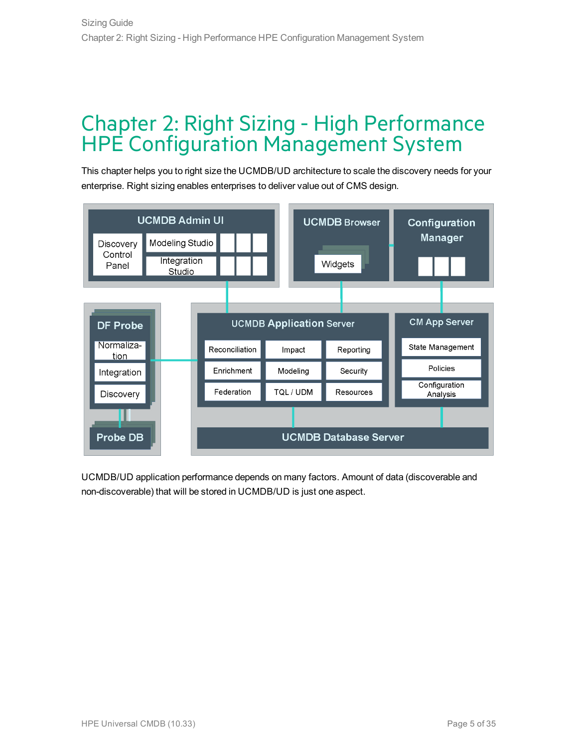# Chapter 2: Right Sizing - High Performance HPE Configuration Management System

This chapter helps you to right size the UCMDB/UD architecture to scale the discovery needs for your enterprise. Right sizing enables enterprises to deliver value out of CMS design.

UCMDB/UD application performance depends on many factors. Amount of data (discoverable and non-discoverable) that will be stored in UCMDB/UD is just one aspect.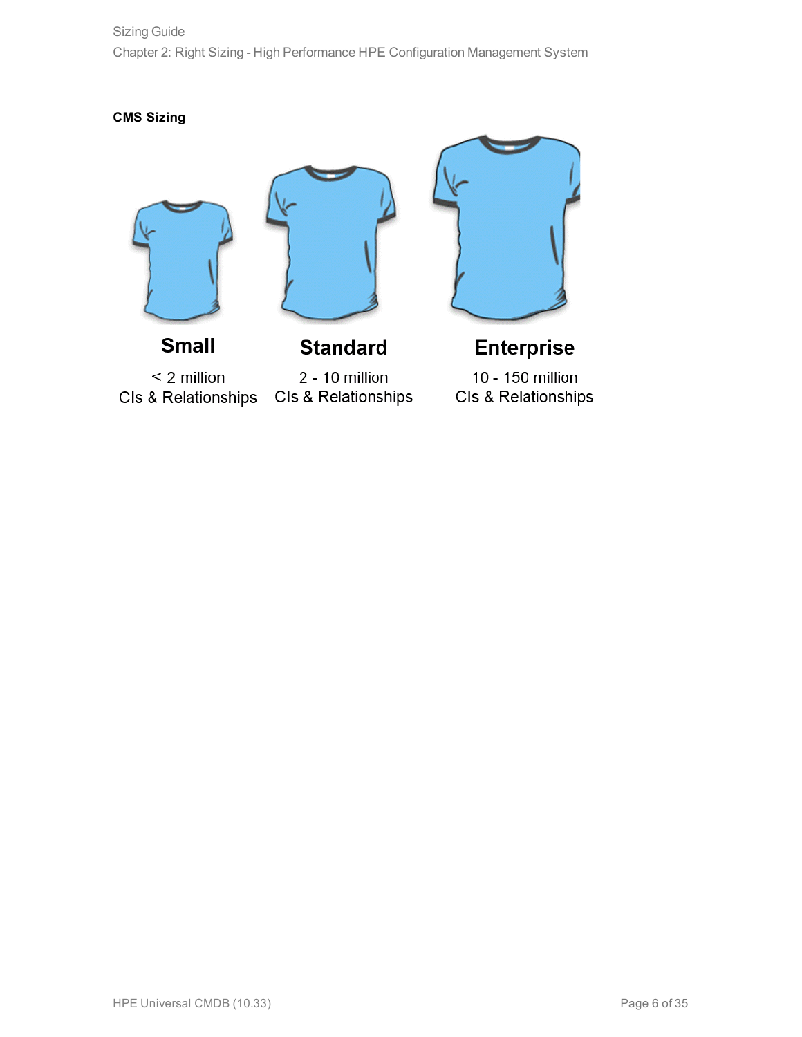**CMS Sizing**

| Small | Standard | Enterprise |
|---|---|---|
| < 2 million CIs & Relationships | 2 - 10 million CIs & Relationships | 10 - 150 million CIs & Relationships |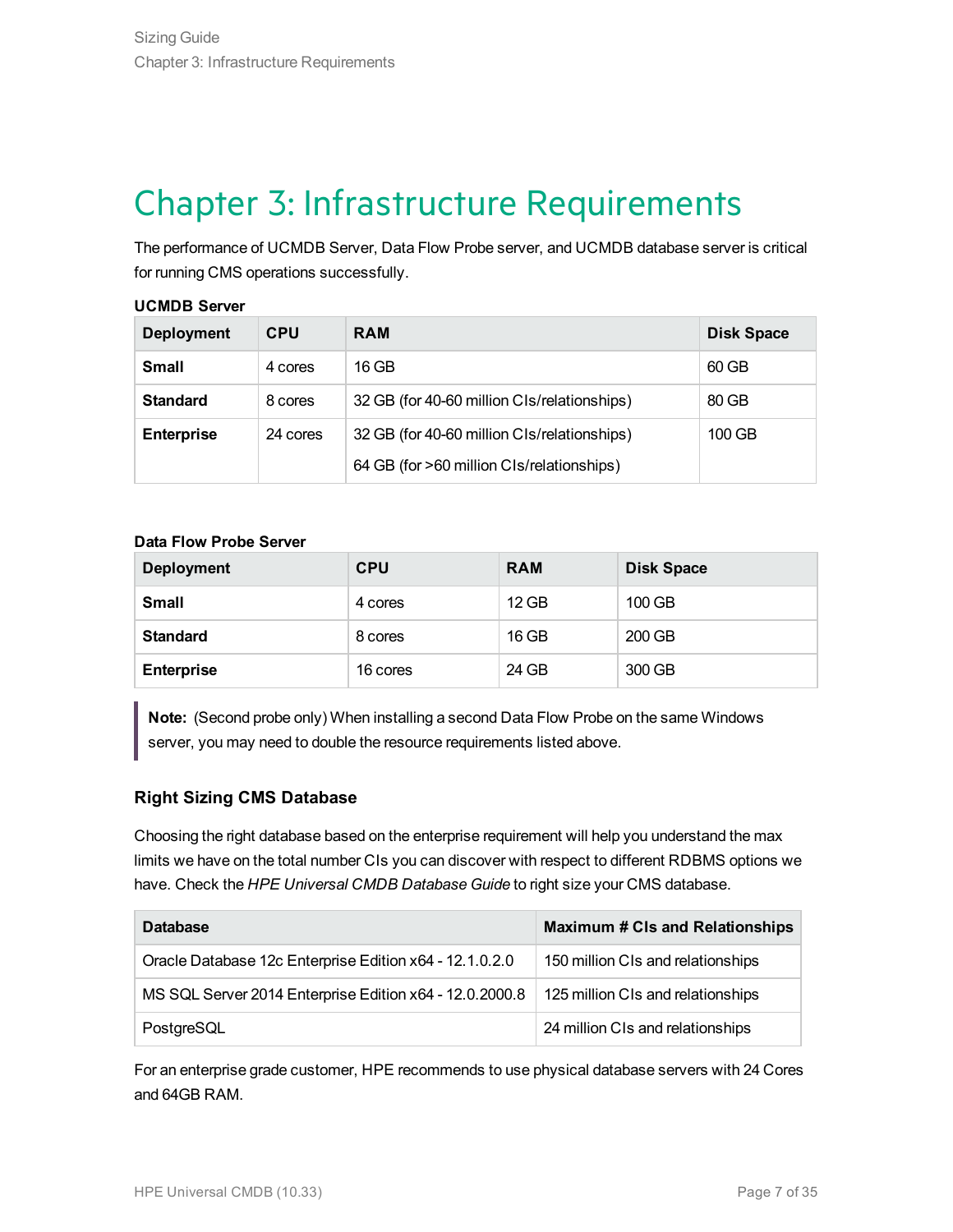# Chapter 3: Infrastructure Requirements

The performance of UCMDB Server, Data Flow Probe server, and UCMDB database server is critical for running CMS operations successfully.

**UCMDB Server**

| Deployment | CPU | RAM | Disk Space |
|---|---|---|---|
| **Small** | 4 cores | 16 GB | 60 GB |
| **Standard** | 8 cores | 32 GB (for 40-60 million CIs/relationships) | 80 GB |
| **Enterprise** | 24 cores | 32 GB (for 40-60 million CIs/relationships)<br>64 GB (for >60 million CIs/relationships) | 100 GB |

**Data Flow Probe Server**

| Deployment | CPU | RAM | Disk Space |
|---|---|---|---|
| **Small** | 4 cores | 12 GB | 100 GB |
| **Standard** | 8 cores | 16 GB | 200 GB |
| **Enterprise** | 16 cores | 24 GB | 300 GB |

> **Note:** (Second probe only) When installing a second Data Flow Probe on the same Windows server, you may need to double the resource requirements listed above.

### Right Sizing CMS Database

Choosing the right database based on the enterprise requirement will help you understand the max limits we have on the total number CIs you can discover with respect to different RDBMS options we have. Check the *HPE Universal CMDB Database Guide* to right size your CMS database.

| Database | Maximum # CIs and Relationships |
|---|---|
| Oracle Database 12c Enterprise Edition x64 - 12.1.0.2.0 | 150 million CIs and relationships |
| MS SQL Server 2014 Enterprise Edition x64 - 12.0.2000.8 | 125 million CIs and relationships |
| PostgreSQL | 24 million CIs and relationships |

For an enterprise grade customer, HPE recommends to use physical database servers with 24 Cores and 64GB RAM.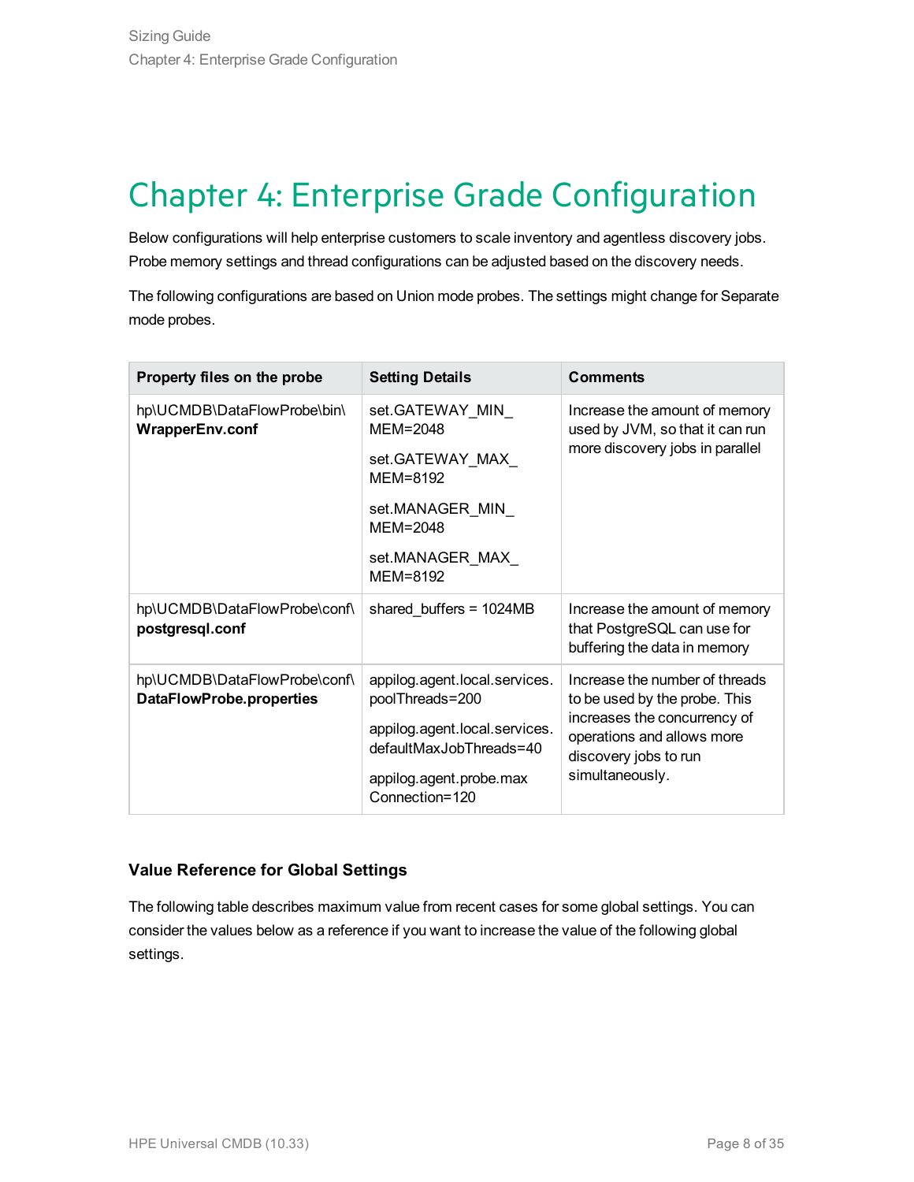# Chapter 4: Enterprise Grade Configuration

Below configurations will help enterprise customers to scale inventory and agentless discovery jobs. Probe memory settings and thread configurations can be adjusted based on the discovery needs.

The following configurations are based on Union mode probes. The settings might change for Separate mode probes.

| Property files on the probe | Setting Details | Comments |
| --- | --- | --- |
| hp\UCMDB\DataFlowProbe\bin\ **WrapperEnv.conf** | set.GATEWAY_MIN_MEM=2048<br><br>set.GATEWAY_MAX_MEM=8192<br><br>set.MANAGER_MIN_MEM=2048<br><br>set.MANAGER_MAX_MEM=8192 | Increase the amount of memory used by JVM, so that it can run more discovery jobs in parallel |
| hp\UCMDB\DataFlowProbe\conf\ **postgresql.conf** | shared_buffers = 1024MB | Increase the amount of memory that PostgreSQL can use for buffering the data in memory |
| hp\UCMDB\DataFlowProbe\conf\ **DataFlowProbe.properties** | appilog.agent.local.services.poolThreads=200<br><br>appilog.agent.local.services.defaultMaxJobThreads=40<br><br>appilog.agent.probe.maxConnection=120 | Increase the number of threads to be used by the probe. This increases the concurrency of operations and allows more discovery jobs to run simultaneously. |

### Value Reference for Global Settings

The following table describes maximum value from recent cases for some global settings. You can consider the values below as a reference if you want to increase the value of the following global settings.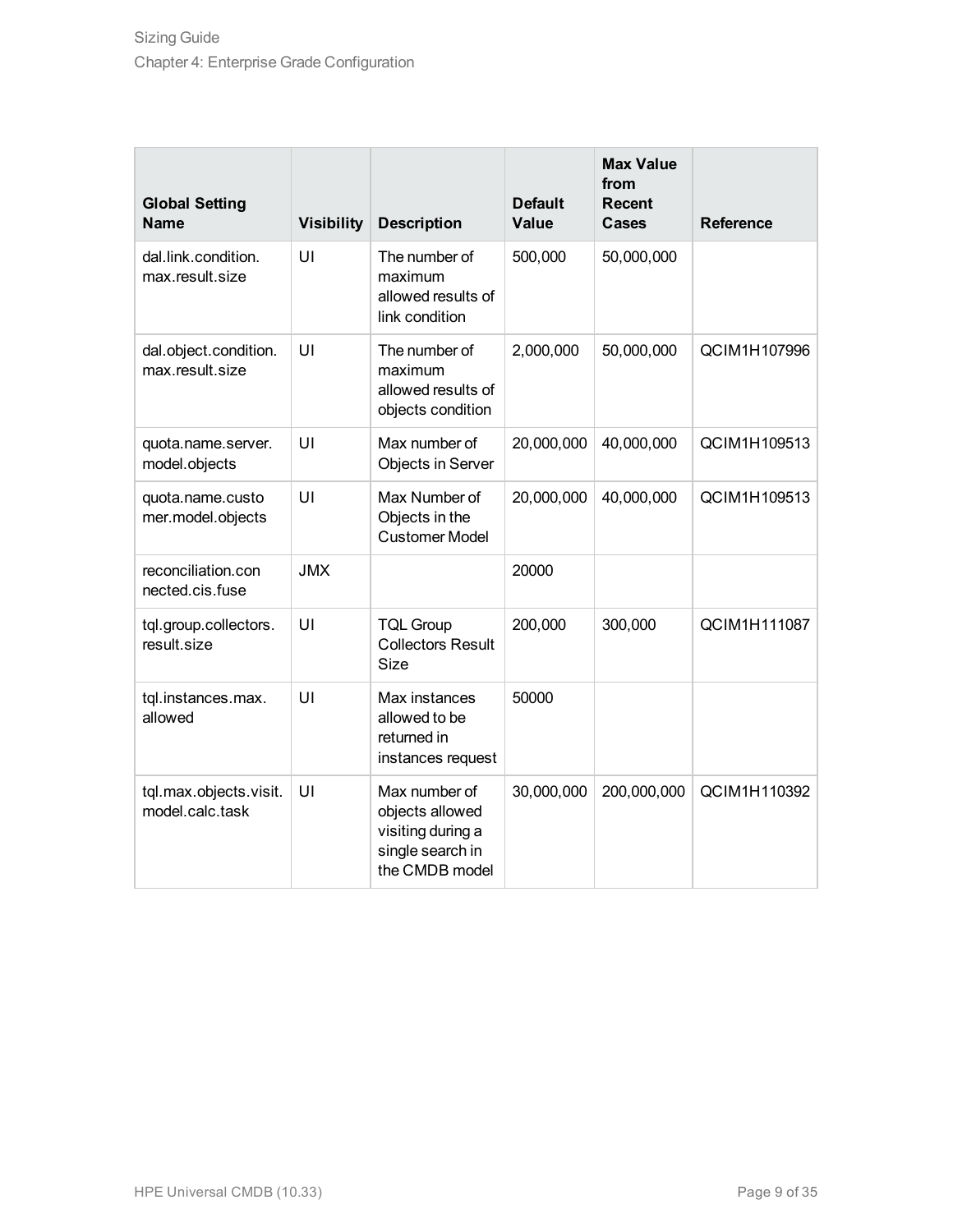| Global Setting Name | Visibility | Description | Default Value | Max Value from Recent Cases | Reference |
|---|---|---|---|---|---|
| dal.link.condition.max.result.size | UI | The number of maximum allowed results of link condition | 500,000 | 50,000,000 | |
| dal.object.condition.max.result.size | UI | The number of maximum allowed results of objects condition | 2,000,000 | 50,000,000 | QCIM1H107996 |
| quota.name.server.model.objects | UI | Max number of Objects in Server | 20,000,000 | 40,000,000 | QCIM1H109513 |
| quota.name.customer.model.objects | UI | Max Number of Objects in the Customer Model | 20,000,000 | 40,000,000 | QCIM1H109513 |
| reconciliation.connected.cis.fuse | JMX | | 20000 | | |
| tql.group.collectors.result.size | UI | TQL Group Collectors Result Size | 200,000 | 300,000 | QCIM1H111087 |
| tql.instances.max.allowed | UI | Max instances allowed to be returned in instances request | 50000 | | |
| tql.max.objects.visit.model.calc.task | UI | Max number of objects allowed visiting during a single search in the CMDB model | 30,000,000 | 200,000,000 | QCIM1H110392 |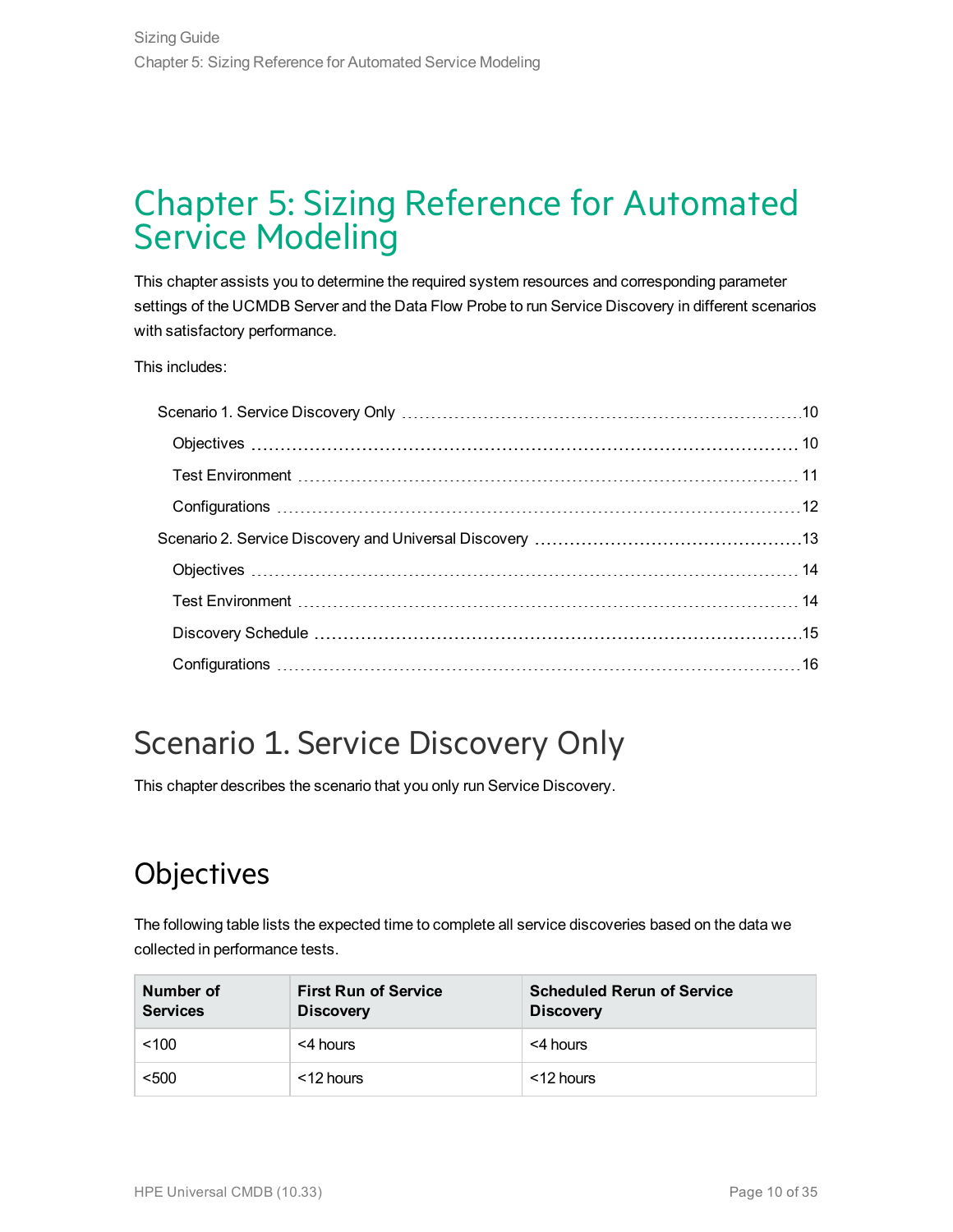# Chapter 5: Sizing Reference for Automated Service Modeling

This chapter assists you to determine the required system resources and corresponding parameter settings of the UCMDB Server and the Data Flow Probe to run Service Discovery in different scenarios with satisfactory performance.

This includes:

- Scenario 1. Service Discovery Only ... 10
  - Objectives ... 10
  - Test Environment ... 11
  - Configurations ... 12
- Scenario 2. Service Discovery and Universal Discovery ... 13
  - Objectives ... 14
  - Test Environment ... 14
  - Discovery Schedule ... 15
  - Configurations ... 16

## Scenario 1. Service Discovery Only

This chapter describes the scenario that you only run Service Discovery.

### Objectives

The following table lists the expected time to complete all service discoveries based on the data we collected in performance tests.

| Number of Services | First Run of Service Discovery | Scheduled Rerun of Service Discovery |
|---|---|---|
| <100 | <4 hours | <4 hours |
| <500 | <12 hours | <12 hours |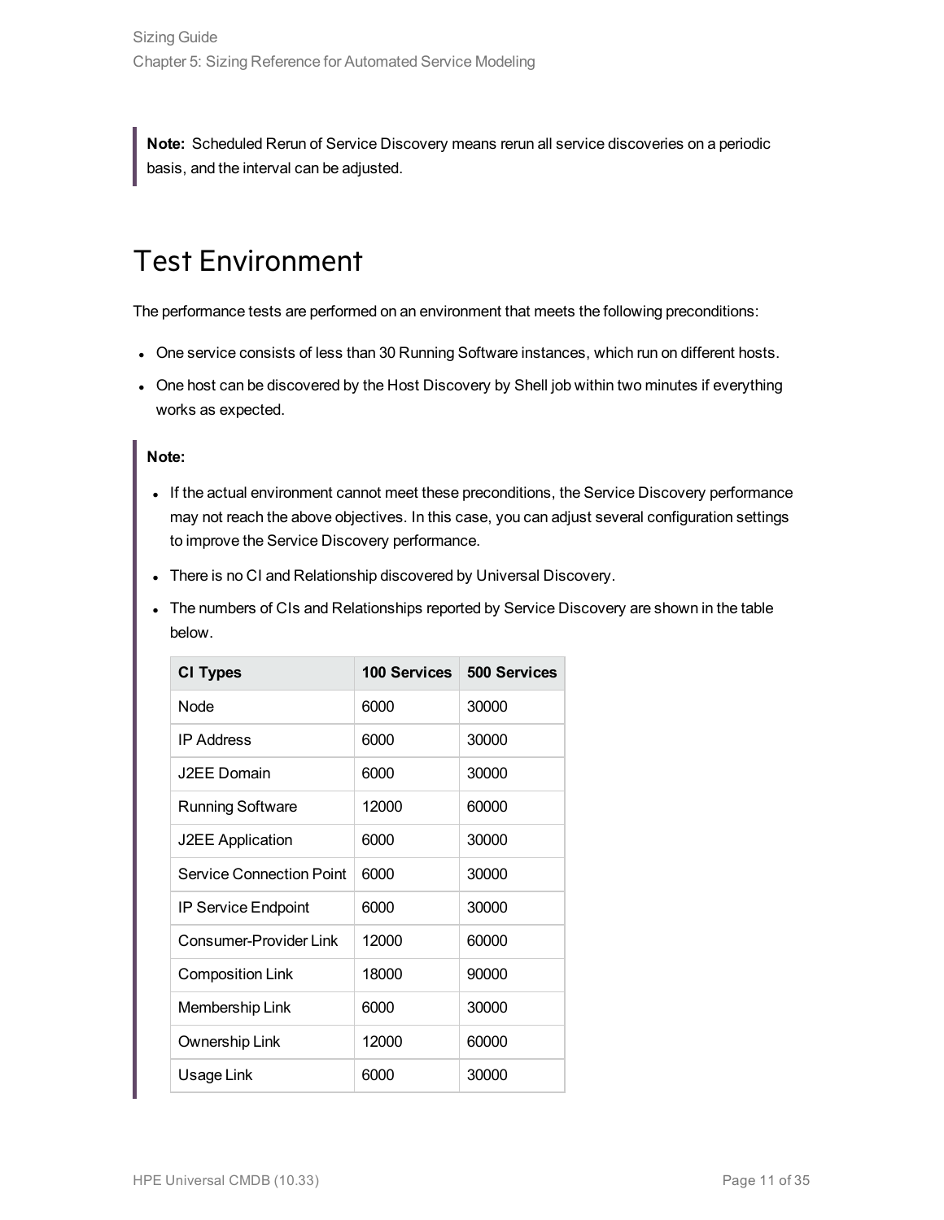> **Note:** Scheduled Rerun of Service Discovery means rerun all service discoveries on a periodic basis, and the interval can be adjusted.

# Test Environment

The performance tests are performed on an environment that meets the following preconditions:

- One service consists of less than 30 Running Software instances, which run on different hosts.
- One host can be discovered by the Host Discovery by Shell job within two minutes if everything works as expected.

> **Note:**
>
> - If the actual environment cannot meet these preconditions, the Service Discovery performance may not reach the above objectives. In this case, you can adjust several configuration settings to improve the Service Discovery performance.
> - There is no CI and Relationship discovered by Universal Discovery.
> - The numbers of CIs and Relationships reported by Service Discovery are shown in the table below.
>
> | CI Types | 100 Services | 500 Services |
> | --- | --- | --- |
> | Node | 6000 | 30000 |
> | IP Address | 6000 | 30000 |
> | J2EE Domain | 6000 | 30000 |
> | Running Software | 12000 | 60000 |
> | J2EE Application | 6000 | 30000 |
> | Service Connection Point | 6000 | 30000 |
> | IP Service Endpoint | 6000 | 30000 |
> | Consumer-Provider Link | 12000 | 60000 |
> | Composition Link | 18000 | 90000 |
> | Membership Link | 6000 | 30000 |
> | Ownership Link | 12000 | 60000 |
> | Usage Link | 6000 | 30000 |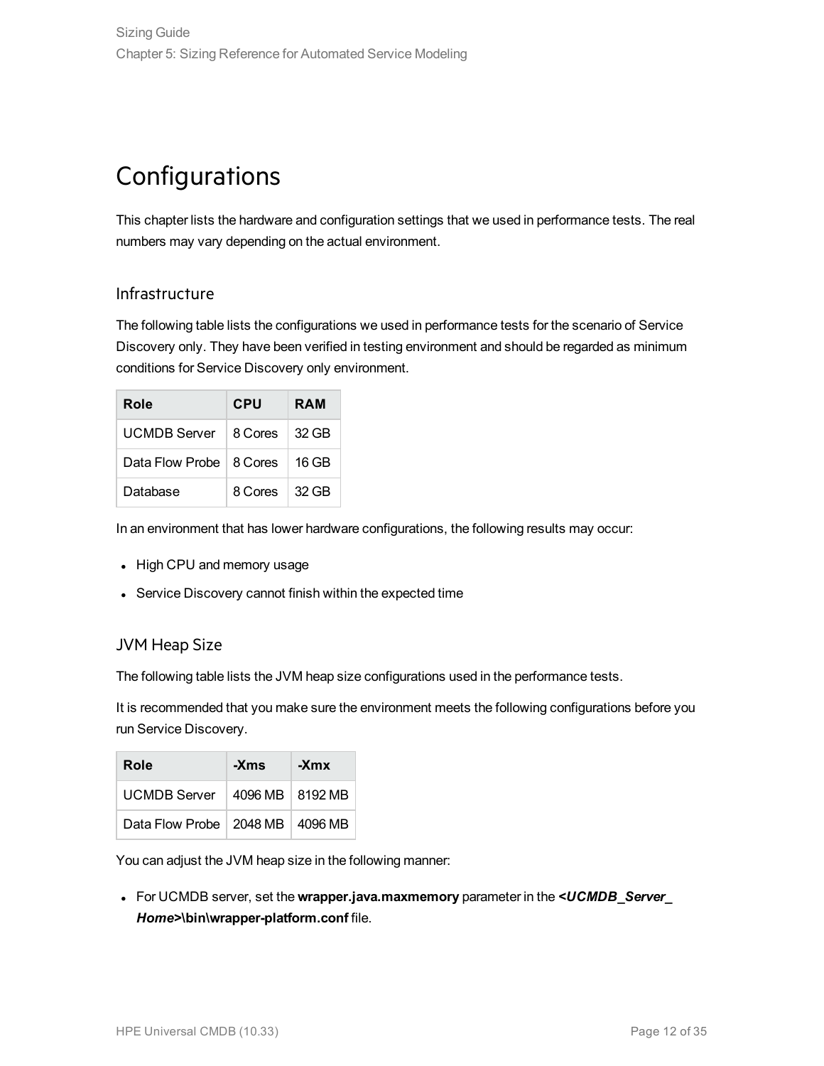# Configurations

This chapter lists the hardware and configuration settings that we used in performance tests. The real numbers may vary depending on the actual environment.

## Infrastructure

The following table lists the configurations we used in performance tests for the scenario of Service Discovery only. They have been verified in testing environment and should be regarded as minimum conditions for Service Discovery only environment.

| Role | CPU | RAM |
| --- | --- | --- |
| UCMDB Server | 8 Cores | 32 GB |
| Data Flow Probe | 8 Cores | 16 GB |
| Database | 8 Cores | 32 GB |

In an environment that has lower hardware configurations, the following results may occur:

- High CPU and memory usage
- Service Discovery cannot finish within the expected time

## JVM Heap Size

The following table lists the JVM heap size configurations used in the performance tests.

It is recommended that you make sure the environment meets the following configurations before you run Service Discovery.

| Role | -Xms | -Xmx |
| --- | --- | --- |
| UCMDB Server | 4096 MB | 8192 MB |
| Data Flow Probe | 2048 MB | 4096 MB |

You can adjust the JVM heap size in the following manner:

- For UCMDB server, set the **wrapper.java.maxmemory** parameter in the ***<UCMDB_Server_Home>*\bin\wrapper-platform.conf** file.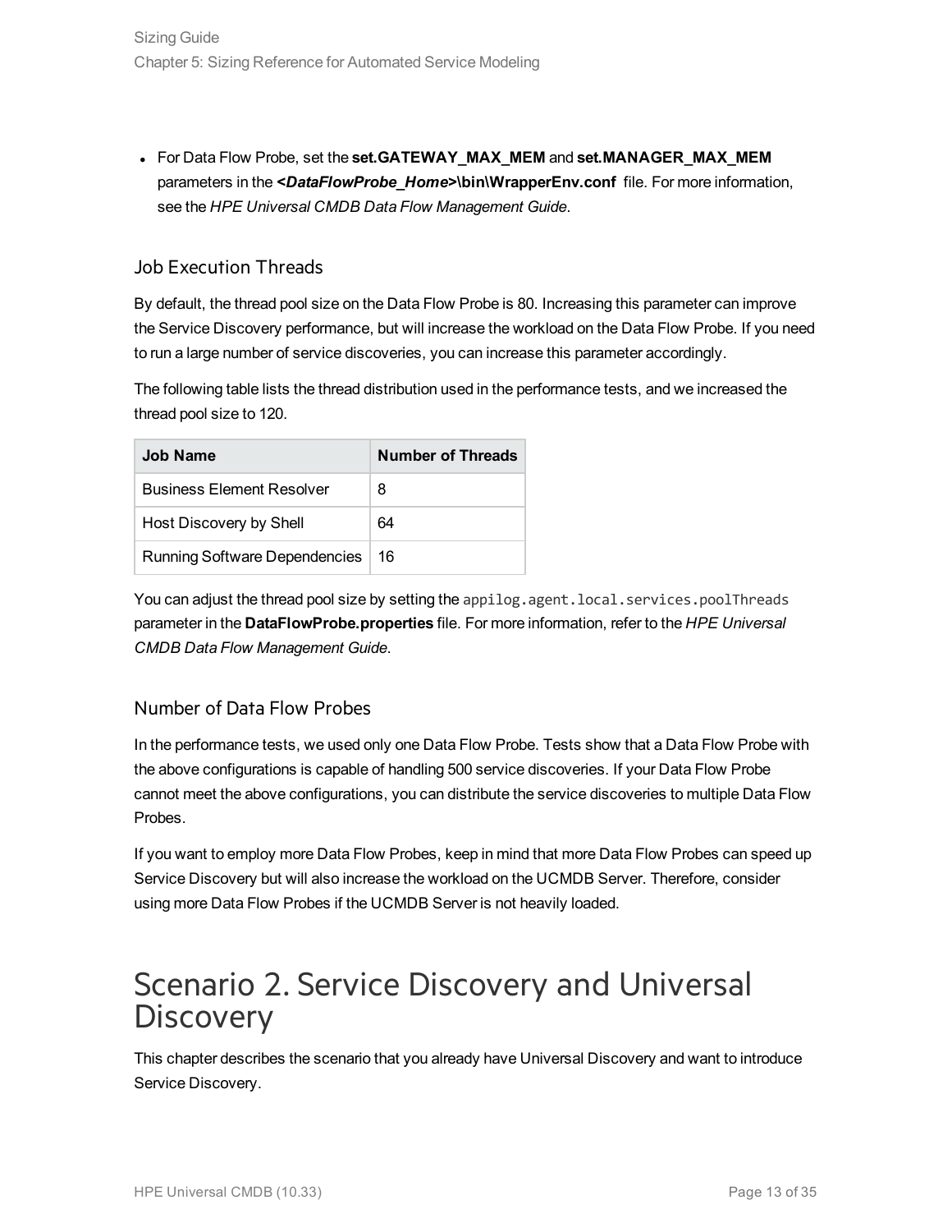- For Data Flow Probe, set the **set.GATEWAY_MAX_MEM** and **set.MANAGER_MAX_MEM** parameters in the ***<DataFlowProbe_Home>*\bin\WrapperEnv.conf** file. For more information, see the *HPE Universal CMDB Data Flow Management Guide*.

### Job Execution Threads

By default, the thread pool size on the Data Flow Probe is 80. Increasing this parameter can improve the Service Discovery performance, but will increase the workload on the Data Flow Probe. If you need to run a large number of service discoveries, you can increase this parameter accordingly.

The following table lists the thread distribution used in the performance tests, and we increased the thread pool size to 120.

| Job Name | Number of Threads |
| --- | --- |
| Business Element Resolver | 8 |
| Host Discovery by Shell | 64 |
| Running Software Dependencies | 16 |

You can adjust the thread pool size by setting the `appilog.agent.local.services.poolThreads` parameter in the **DataFlowProbe.properties** file. For more information, refer to the *HPE Universal CMDB Data Flow Management Guide*.

### Number of Data Flow Probes

In the performance tests, we used only one Data Flow Probe. Tests show that a Data Flow Probe with the above configurations is capable of handling 500 service discoveries. If your Data Flow Probe cannot meet the above configurations, you can distribute the service discoveries to multiple Data Flow Probes.

If you want to employ more Data Flow Probes, keep in mind that more Data Flow Probes can speed up Service Discovery but will also increase the workload on the UCMDB Server. Therefore, consider using more Data Flow Probes if the UCMDB Server is not heavily loaded.

# Scenario 2. Service Discovery and Universal Discovery

This chapter describes the scenario that you already have Universal Discovery and want to introduce Service Discovery.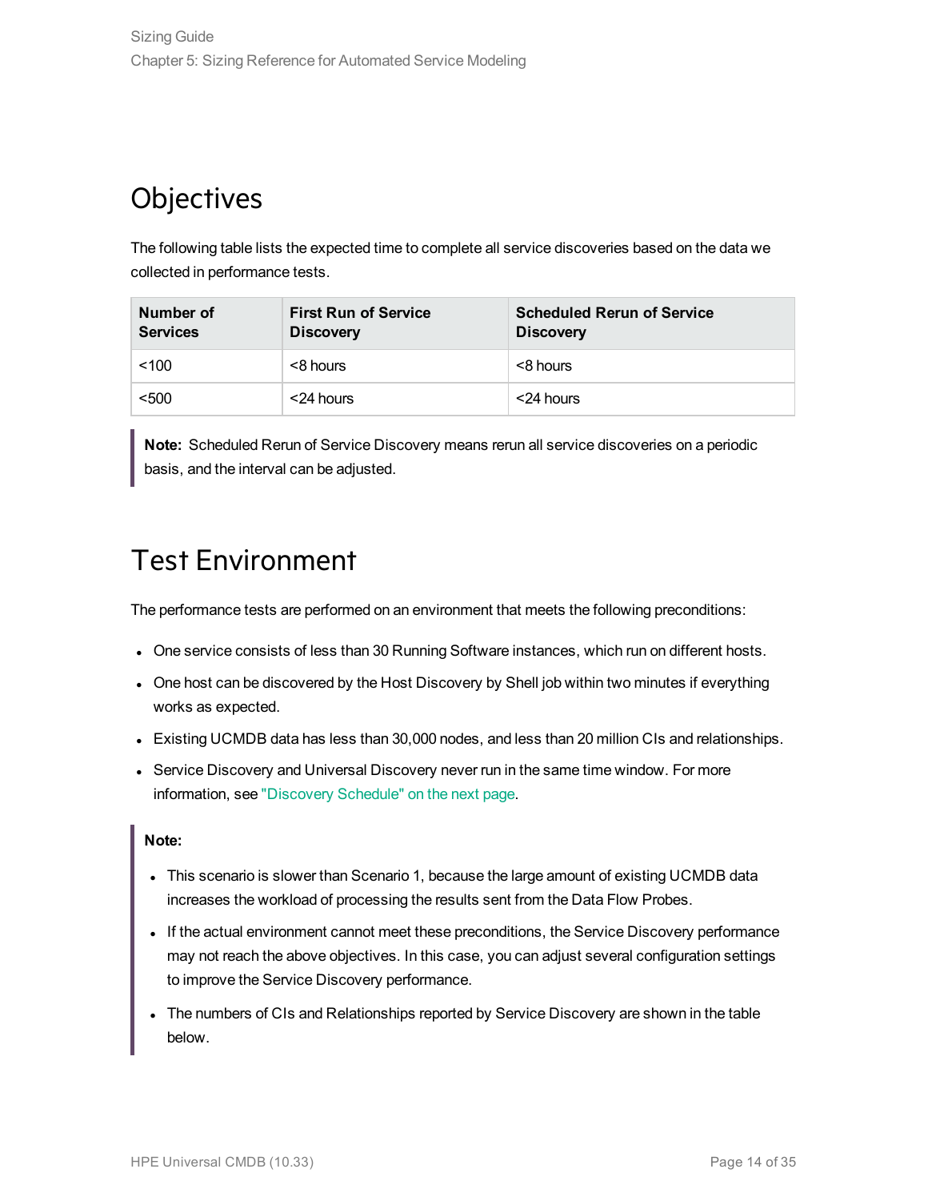## Objectives

The following table lists the expected time to complete all service discoveries based on the data we collected in performance tests.

| Number of Services | First Run of Service Discovery | Scheduled Rerun of Service Discovery |
|---|---|---|
| <100 | <8 hours | <8 hours |
| <500 | <24 hours | <24 hours |

> **Note:** Scheduled Rerun of Service Discovery means rerun all service discoveries on a periodic basis, and the interval can be adjusted.

## Test Environment

The performance tests are performed on an environment that meets the following preconditions:

- One service consists of less than 30 Running Software instances, which run on different hosts.
- One host can be discovered by the Host Discovery by Shell job within two minutes if everything works as expected.
- Existing UCMDB data has less than 30,000 nodes, and less than 20 million CIs and relationships.
- Service Discovery and Universal Discovery never run in the same time window. For more information, see "Discovery Schedule" on the next page.

> **Note:**
>
> - This scenario is slower than Scenario 1, because the large amount of existing UCMDB data increases the workload of processing the results sent from the Data Flow Probes.
> - If the actual environment cannot meet these preconditions, the Service Discovery performance may not reach the above objectives. In this case, you can adjust several configuration settings to improve the Service Discovery performance.
> - The numbers of CIs and Relationships reported by Service Discovery are shown in the table below.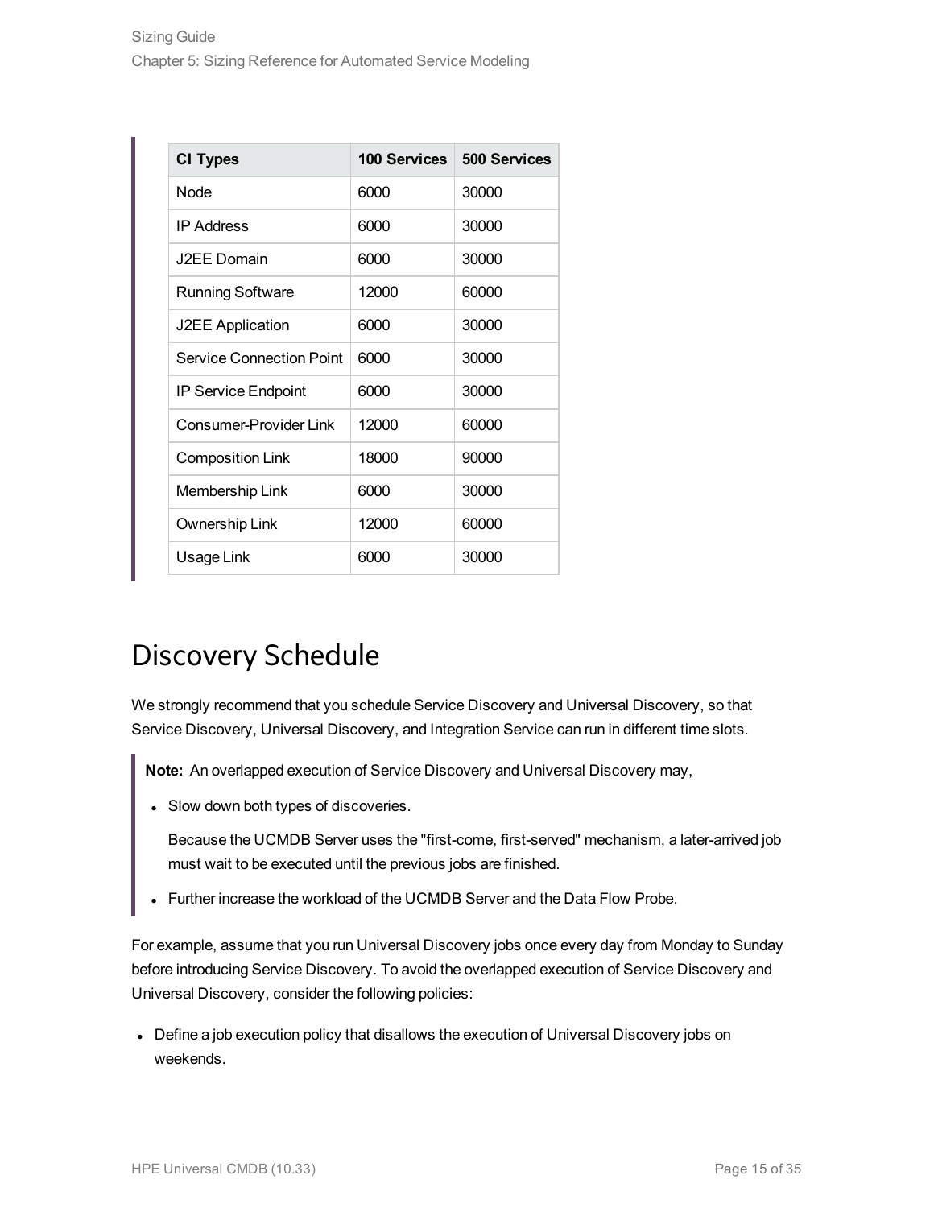| CI Types | 100 Services | 500 Services |
|---|---|---|
| Node | 6000 | 30000 |
| IP Address | 6000 | 30000 |
| J2EE Domain | 6000 | 30000 |
| Running Software | 12000 | 60000 |
| J2EE Application | 6000 | 30000 |
| Service Connection Point | 6000 | 30000 |
| IP Service Endpoint | 6000 | 30000 |
| Consumer-Provider Link | 12000 | 60000 |
| Composition Link | 18000 | 90000 |
| Membership Link | 6000 | 30000 |
| Ownership Link | 12000 | 60000 |
| Usage Link | 6000 | 30000 |

## Discovery Schedule

We strongly recommend that you schedule Service Discovery and Universal Discovery, so that Service Discovery, Universal Discovery, and Integration Service can run in different time slots.

> **Note:** An overlapped execution of Service Discovery and Universal Discovery may,
>
> - Slow down both types of discoveries.
>
>   Because the UCMDB Server uses the "first-come, first-served" mechanism, a later-arrived job must wait to be executed until the previous jobs are finished.
>
> - Further increase the workload of the UCMDB Server and the Data Flow Probe.

For example, assume that you run Universal Discovery jobs once every day from Monday to Sunday before introducing Service Discovery. To avoid the overlapped execution of Service Discovery and Universal Discovery, consider the following policies:

- Define a job execution policy that disallows the execution of Universal Discovery jobs on weekends.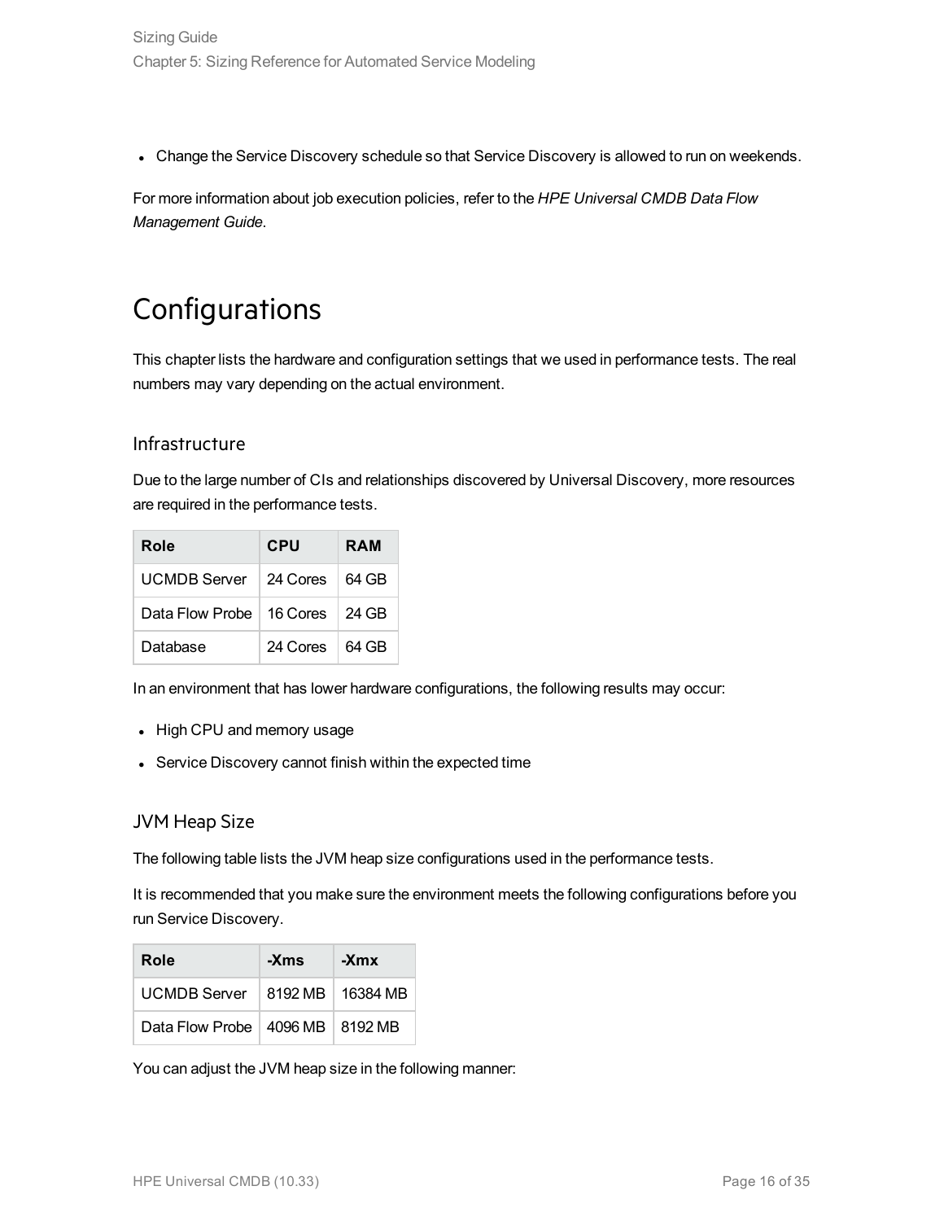- Change the Service Discovery schedule so that Service Discovery is allowed to run on weekends.

For more information about job execution policies, refer to the *HPE Universal CMDB Data Flow Management Guide*.

# Configurations

This chapter lists the hardware and configuration settings that we used in performance tests. The real numbers may vary depending on the actual environment.

## Infrastructure

Due to the large number of CIs and relationships discovered by Universal Discovery, more resources are required in the performance tests.

| Role | CPU | RAM |
|---|---|---|
| UCMDB Server | 24 Cores | 64 GB |
| Data Flow Probe | 16 Cores | 24 GB |
| Database | 24 Cores | 64 GB |

In an environment that has lower hardware configurations, the following results may occur:

- High CPU and memory usage
- Service Discovery cannot finish within the expected time

## JVM Heap Size

The following table lists the JVM heap size configurations used in the performance tests.

It is recommended that you make sure the environment meets the following configurations before you run Service Discovery.

| Role | -Xms | -Xmx |
|---|---|---|
| UCMDB Server | 8192 MB | 16384 MB |
| Data Flow Probe | 4096 MB | 8192 MB |

You can adjust the JVM heap size in the following manner: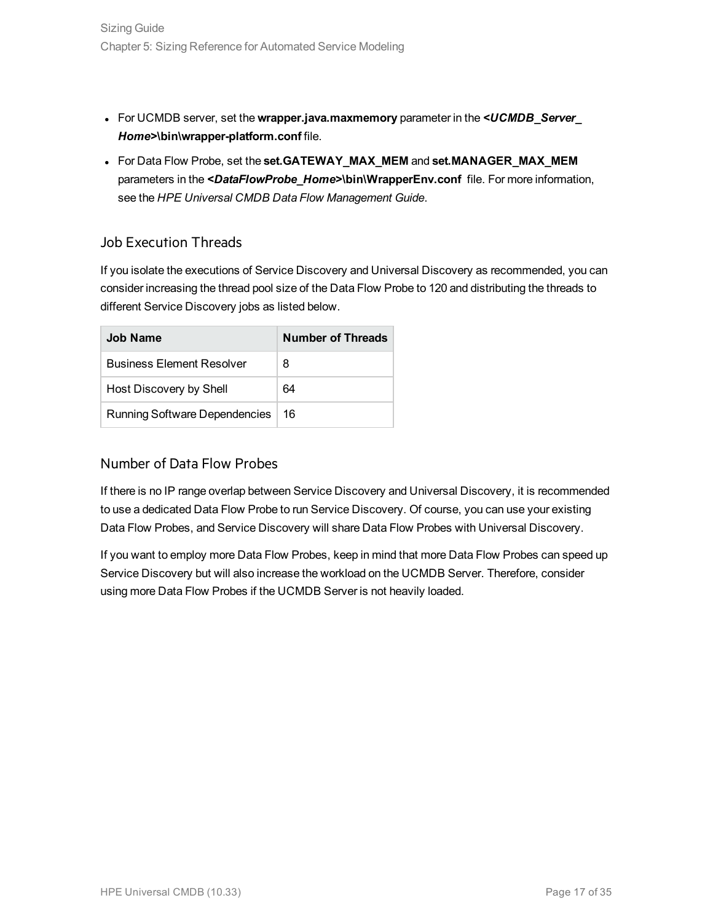- For UCMDB server, set the **wrapper.java.maxmemory** parameter in the ***<UCMDB_Server_ Home>*\bin\wrapper-platform.conf** file.
- For Data Flow Probe, set the **set.GATEWAY_MAX_MEM** and **set.MANAGER_MAX_MEM** parameters in the ***<DataFlowProbe_Home>*\bin\WrapperEnv.conf** file. For more information, see the *HPE Universal CMDB Data Flow Management Guide*.

### Job Execution Threads

If you isolate the executions of Service Discovery and Universal Discovery as recommended, you can consider increasing the thread pool size of the Data Flow Probe to 120 and distributing the threads to different Service Discovery jobs as listed below.

| Job Name | Number of Threads |
| --- | --- |
| Business Element Resolver | 8 |
| Host Discovery by Shell | 64 |
| Running Software Dependencies | 16 |

### Number of Data Flow Probes

If there is no IP range overlap between Service Discovery and Universal Discovery, it is recommended to use a dedicated Data Flow Probe to run Service Discovery. Of course, you can use your existing Data Flow Probes, and Service Discovery will share Data Flow Probes with Universal Discovery.

If you want to employ more Data Flow Probes, keep in mind that more Data Flow Probes can speed up Service Discovery but will also increase the workload on the UCMDB Server. Therefore, consider using more Data Flow Probes if the UCMDB Server is not heavily loaded.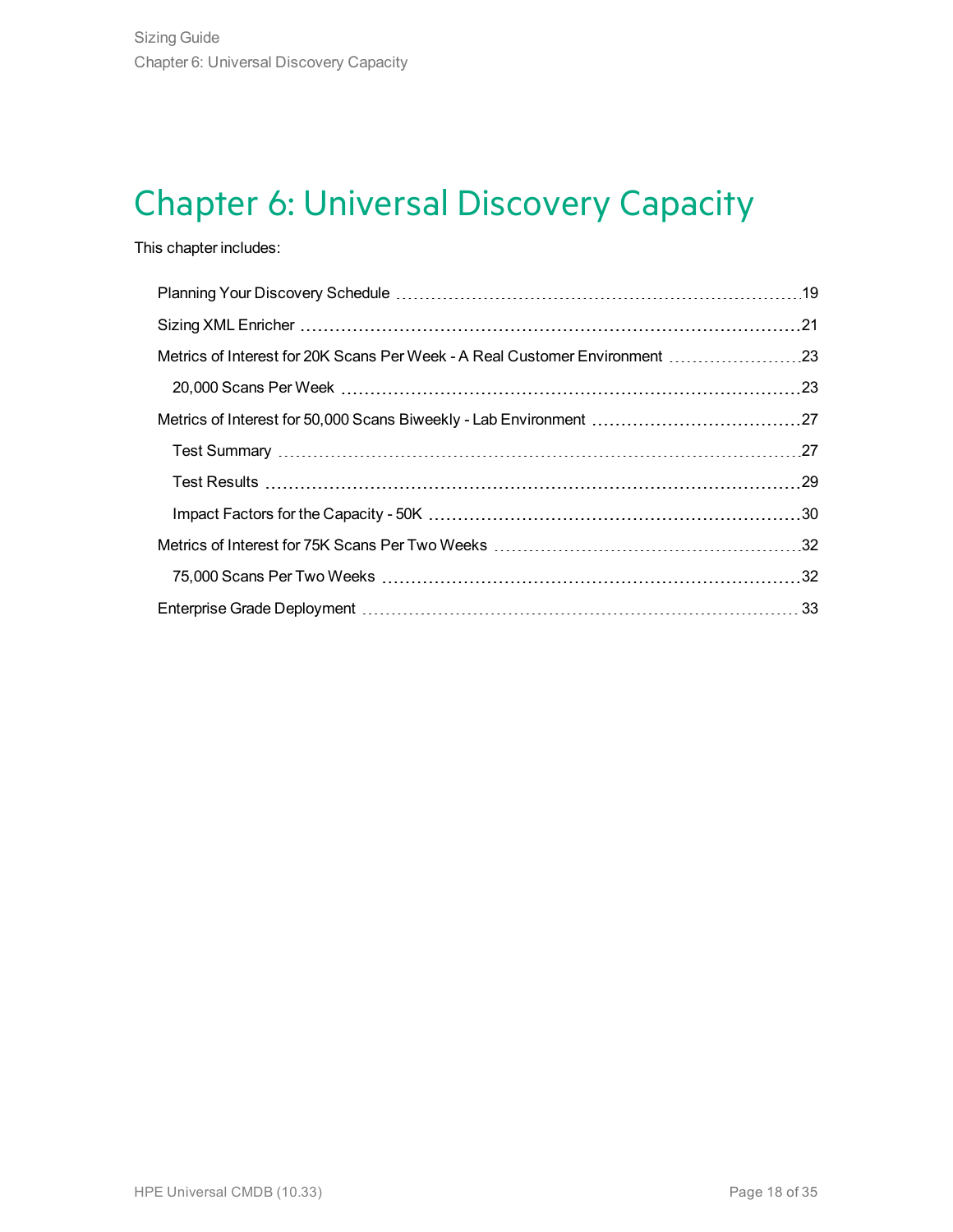# Chapter 6: Universal Discovery Capacity

This chapter includes:

- Planning Your Discovery Schedule ... 19
- Sizing XML Enricher ... 21
- Metrics of Interest for 20K Scans Per Week - A Real Customer Environment ... 23
  - 20,000 Scans Per Week ... 23
- Metrics of Interest for 50,000 Scans Biweekly - Lab Environment ... 27
  - Test Summary ... 27
  - Test Results ... 29
  - Impact Factors for the Capacity - 50K ... 30
- Metrics of Interest for 75K Scans Per Two Weeks ... 32
  - 75,000 Scans Per Two Weeks ... 32
- Enterprise Grade Deployment ... 33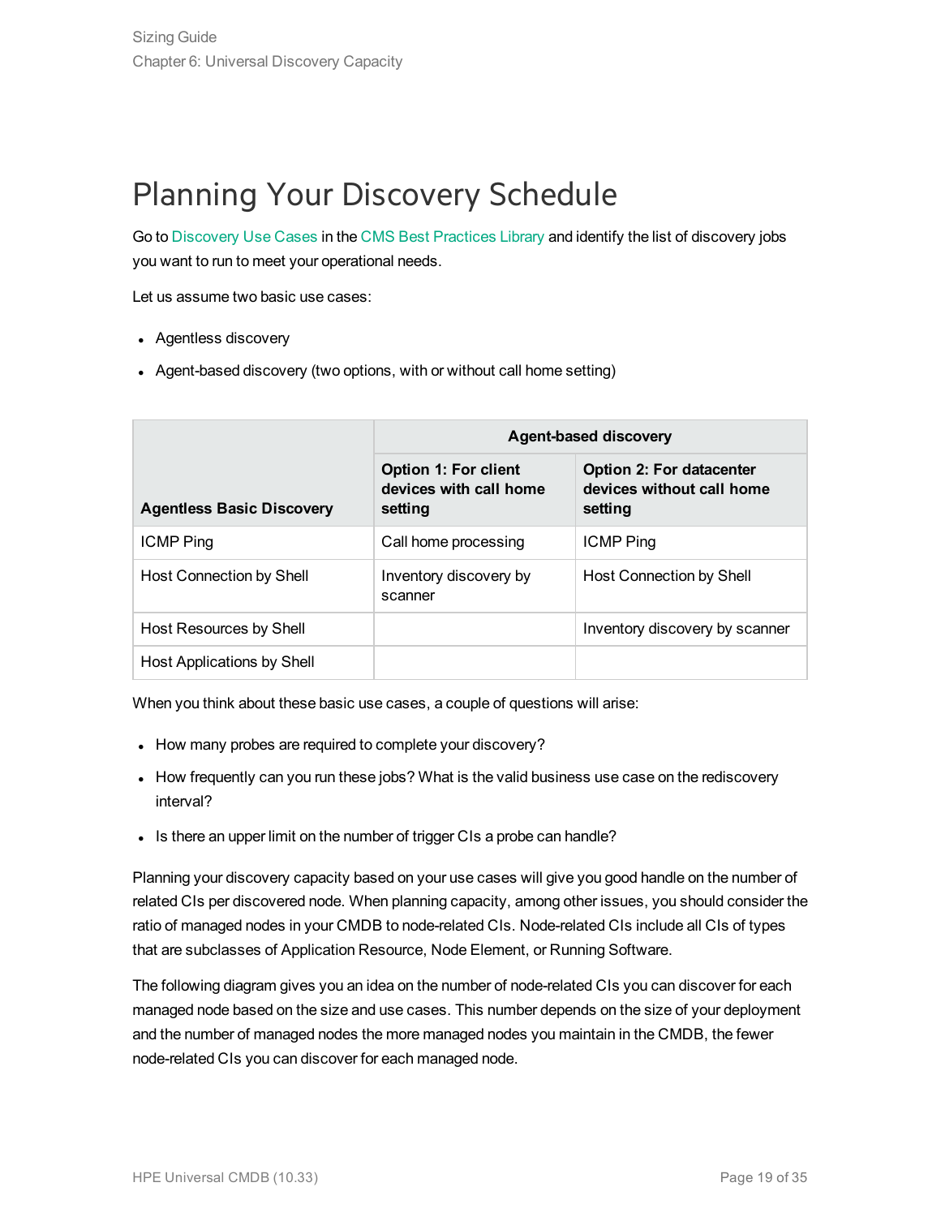# Planning Your Discovery Schedule

Go to Discovery Use Cases in the CMS Best Practices Library and identify the list of discovery jobs you want to run to meet your operational needs.

Let us assume two basic use cases:

- Agentless discovery
- Agent-based discovery (two options, with or without call home setting)

| | Agent-based discovery | |
|---|---|---|
| **Agentless Basic Discovery** | **Option 1: For client devices with call home setting** | **Option 2: For datacenter devices without call home setting** |
| ICMP Ping | Call home processing | ICMP Ping |
| Host Connection by Shell | Inventory discovery by scanner | Host Connection by Shell |
| Host Resources by Shell | | Inventory discovery by scanner |
| Host Applications by Shell | | |

When you think about these basic use cases, a couple of questions will arise:

- How many probes are required to complete your discovery?
- How frequently can you run these jobs? What is the valid business use case on the rediscovery interval?
- Is there an upper limit on the number of trigger CIs a probe can handle?

Planning your discovery capacity based on your use cases will give you good handle on the number of related CIs per discovered node. When planning capacity, among other issues, you should consider the ratio of managed nodes in your CMDB to node-related CIs. Node-related CIs include all CIs of types that are subclasses of Application Resource, Node Element, or Running Software.

The following diagram gives you an idea on the number of node-related CIs you can discover for each managed node based on the size and use cases. This number depends on the size of your deployment and the number of managed nodes the more managed nodes you maintain in the CMDB, the fewer node-related CIs you can discover for each managed node.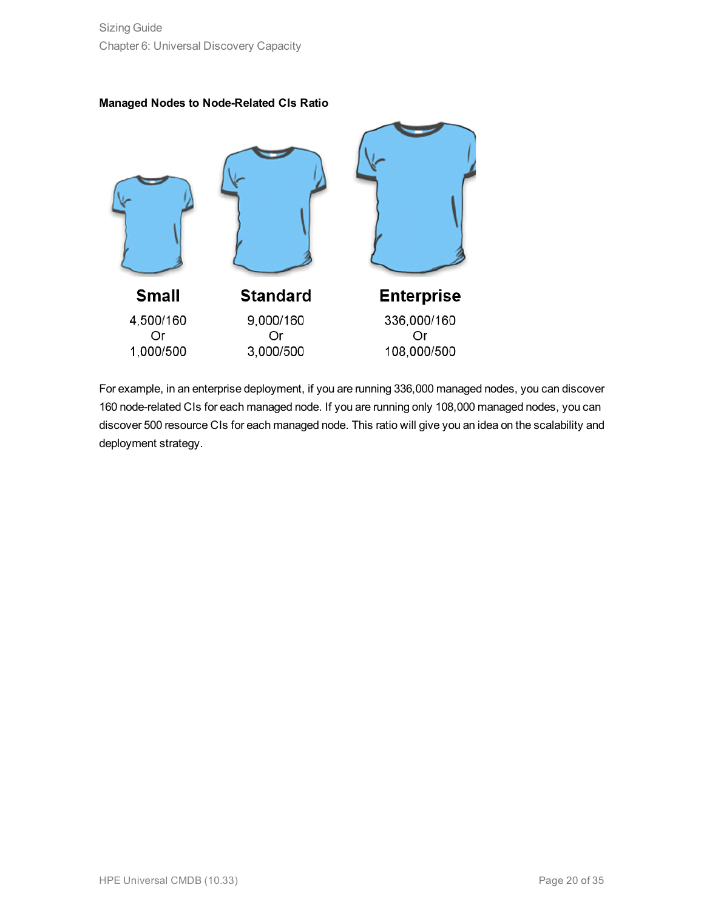**Managed Nodes to Node-Related CIs Ratio**

| Small | Standard | Enterprise |
| --- | --- | --- |
| 4,500/160 | 9,000/160 | 336,000/160 |
| Or | Or | Or |
| 1,000/500 | 3,000/500 | 108,000/500 |

For example, in an enterprise deployment, if you are running 336,000 managed nodes, you can discover 160 node-related CIs for each managed node. If you are running only 108,000 managed nodes, you can discover 500 resource CIs for each managed node. This ratio will give you an idea on the scalability and deployment strategy.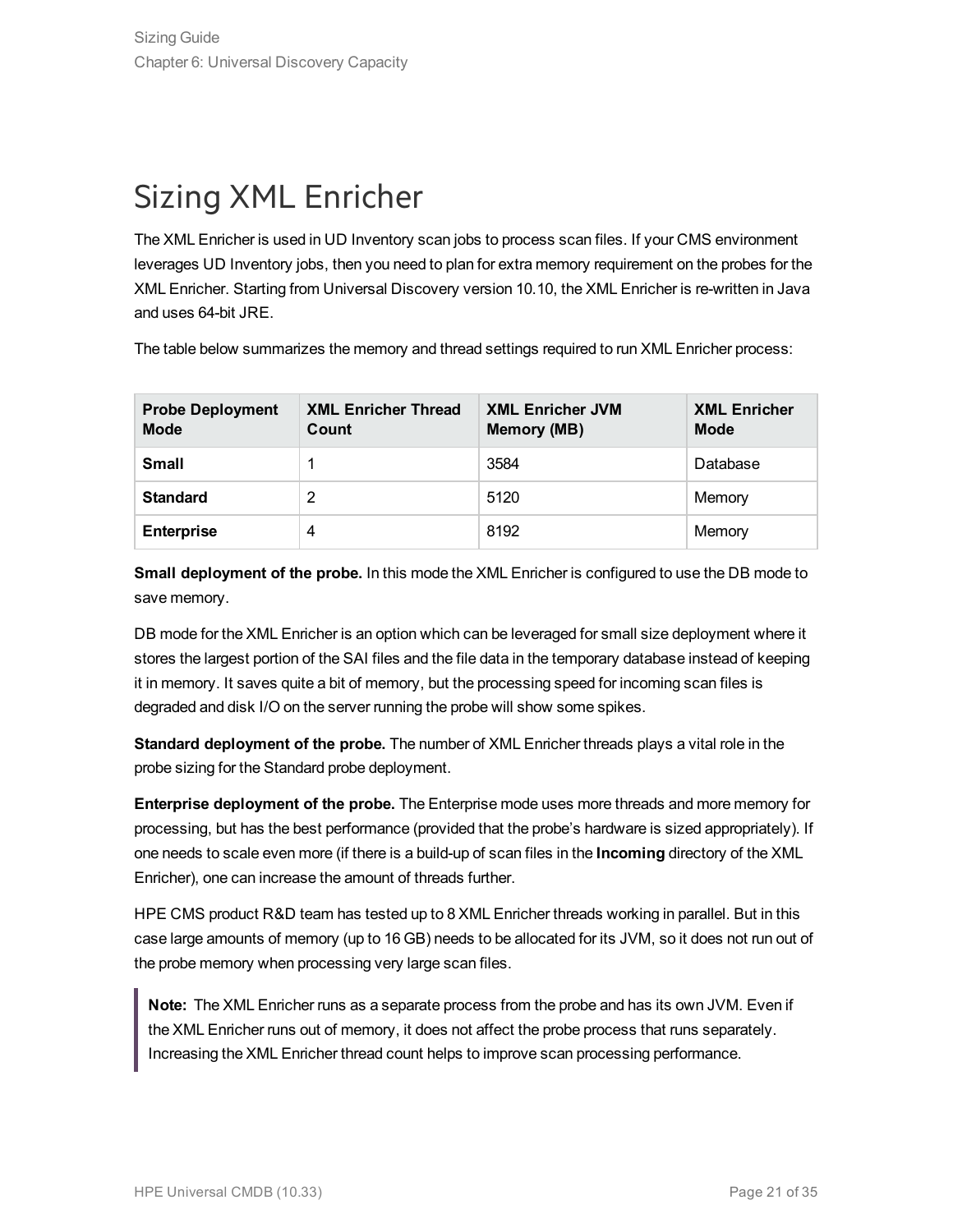# Sizing XML Enricher

The XML Enricher is used in UD Inventory scan jobs to process scan files. If your CMS environment leverages UD Inventory jobs, then you need to plan for extra memory requirement on the probes for the XML Enricher. Starting from Universal Discovery version 10.10, the XML Enricher is re-written in Java and uses 64-bit JRE.

The table below summarizes the memory and thread settings required to run XML Enricher process:

| Probe Deployment Mode | XML Enricher Thread Count | XML Enricher JVM Memory (MB) | XML Enricher Mode |
|---|---|---|---|
| **Small** | 1 | 3584 | Database |
| **Standard** | 2 | 5120 | Memory |
| **Enterprise** | 4 | 8192 | Memory |

**Small deployment of the probe.** In this mode the XML Enricher is configured to use the DB mode to save memory.

DB mode for the XML Enricher is an option which can be leveraged for small size deployment where it stores the largest portion of the SAI files and the file data in the temporary database instead of keeping it in memory. It saves quite a bit of memory, but the processing speed for incoming scan files is degraded and disk I/O on the server running the probe will show some spikes.

**Standard deployment of the probe.** The number of XML Enricher threads plays a vital role in the probe sizing for the Standard probe deployment.

**Enterprise deployment of the probe.** The Enterprise mode uses more threads and more memory for processing, but has the best performance (provided that the probe's hardware is sized appropriately). If one needs to scale even more (if there is a build-up of scan files in the **Incoming** directory of the XML Enricher), one can increase the amount of threads further.

HPE CMS product R&D team has tested up to 8 XML Enricher threads working in parallel. But in this case large amounts of memory (up to 16 GB) needs to be allocated for its JVM, so it does not run out of the probe memory when processing very large scan files.

> **Note:** The XML Enricher runs as a separate process from the probe and has its own JVM. Even if the XML Enricher runs out of memory, it does not affect the probe process that runs separately. Increasing the XML Enricher thread count helps to improve scan processing performance.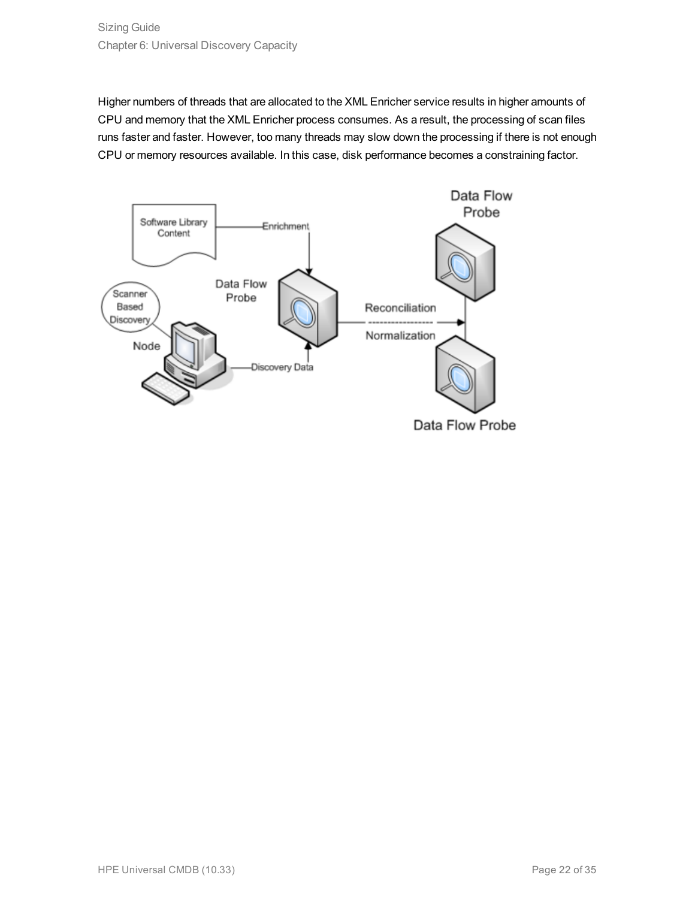Higher numbers of threads that are allocated to the XML Enricher service results in higher amounts of CPU and memory that the XML Enricher process consumes. As a result, the processing of scan files runs faster and faster. However, too many threads may slow down the processing if there is not enough CPU or memory resources available. In this case, disk performance becomes a constraining factor.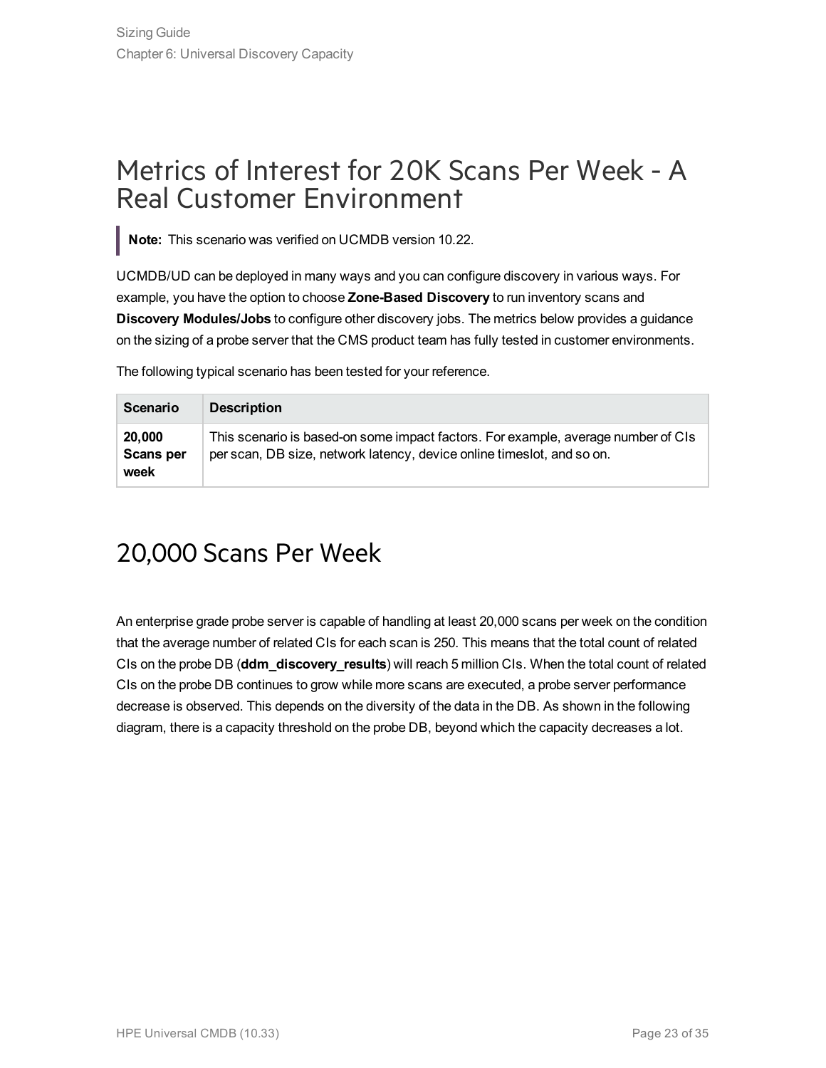# Metrics of Interest for 20K Scans Per Week - A Real Customer Environment

> **Note:** This scenario was verified on UCMDB version 10.22.

UCMDB/UD can be deployed in many ways and you can configure discovery in various ways. For example, you have the option to choose **Zone-Based Discovery** to run inventory scans and **Discovery Modules/Jobs** to configure other discovery jobs. The metrics below provides a guidance on the sizing of a probe server that the CMS product team has fully tested in customer environments.

The following typical scenario has been tested for your reference.

| Scenario | Description |
| --- | --- |
| **20,000 Scans per week** | This scenario is based-on some impact factors. For example, average number of CIs per scan, DB size, network latency, device online timeslot, and so on. |

## 20,000 Scans Per Week

An enterprise grade probe server is capable of handling at least 20,000 scans per week on the condition that the average number of related CIs for each scan is 250. This means that the total count of related CIs on the probe DB (**ddm_discovery_results**) will reach 5 million CIs. When the total count of related CIs on the probe DB continues to grow while more scans are executed, a probe server performance decrease is observed. This depends on the diversity of the data in the DB. As shown in the following diagram, there is a capacity threshold on the probe DB, beyond which the capacity decreases a lot.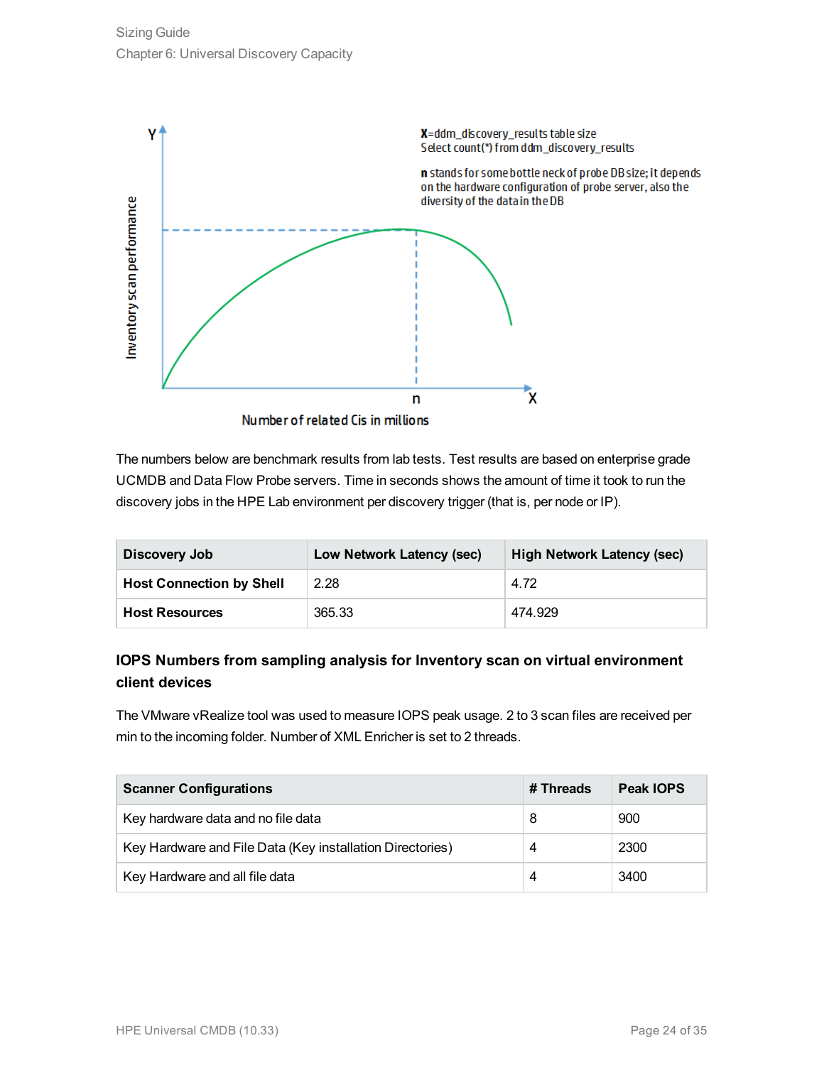Y

Inventory scan performance

**X**=ddm_discovery_results table size
Select count(*) from ddm_discovery_results

**n** stands for some bottle neck of probe DB size; it depends on the hardware configuration of probe server, also the diversity of the data in the DB

n

X

Number of related Cis in millions

The numbers below are benchmark results from lab tests. Test results are based on enterprise grade UCMDB and Data Flow Probe servers. Time in seconds shows the amount of time it took to run the discovery jobs in the HPE Lab environment per discovery trigger (that is, per node or IP).

| Discovery Job | Low Network Latency (sec) | High Network Latency (sec) |
|---|---|---|
| **Host Connection by Shell** | 2.28 | 4.72 |
| **Host Resources** | 365.33 | 474.929 |

### IOPS Numbers from sampling analysis for Inventory scan on virtual environment client devices

The VMware vRealize tool was used to measure IOPS peak usage. 2 to 3 scan files are received per min to the incoming folder. Number of XML Enricher is set to 2 threads.

| Scanner Configurations | # Threads | Peak IOPS |
|---|---|---|
| Key hardware data and no file data | 8 | 900 |
| Key Hardware and File Data (Key installation Directories) | 4 | 2300 |
| Key Hardware and all file data | 4 | 3400 |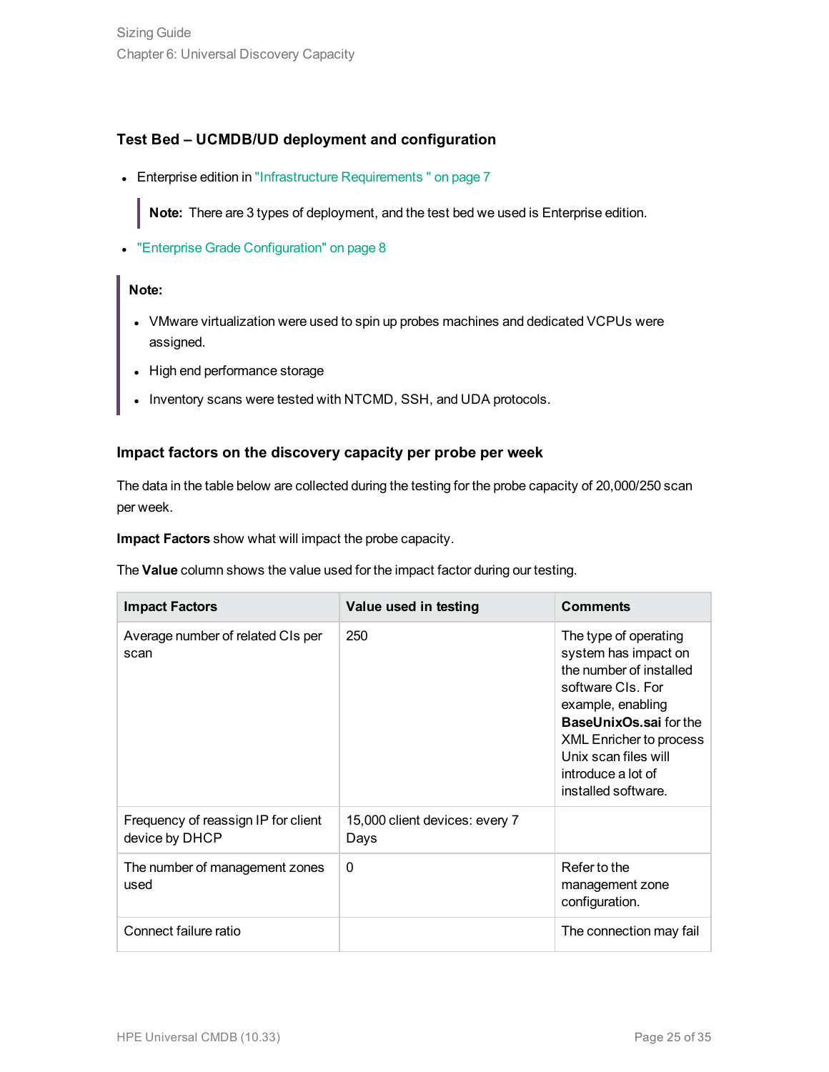### Test Bed – UCMDB/UD deployment and configuration

- Enterprise edition in "Infrastructure Requirements " on page 7

  > **Note:** There are 3 types of deployment, and the test bed we used is Enterprise edition.

- "Enterprise Grade Configuration" on page 8

> **Note:**
>
> - VMware virtualization were used to spin up probes machines and dedicated VCPUs were assigned.
> - High end performance storage
> - Inventory scans were tested with NTCMD, SSH, and UDA protocols.

### Impact factors on the discovery capacity per probe per week

The data in the table below are collected during the testing for the probe capacity of 20,000/250 scan per week.

**Impact Factors** show what will impact the probe capacity.

The **Value** column shows the value used for the impact factor during our testing.

| Impact Factors | Value used in testing | Comments |
| --- | --- | --- |
| Average number of related CIs per scan | 250 | The type of operating system has impact on the number of installed software CIs. For example, enabling **BaseUnixOs.sai** for the XML Enricher to process Unix scan files will introduce a lot of installed software. |
| Frequency of reassign IP for client device by DHCP | 15,000 client devices: every 7 Days | |
| The number of management zones used | 0 | Refer to the management zone configuration. |
| Connect failure ratio | | The connection may fail |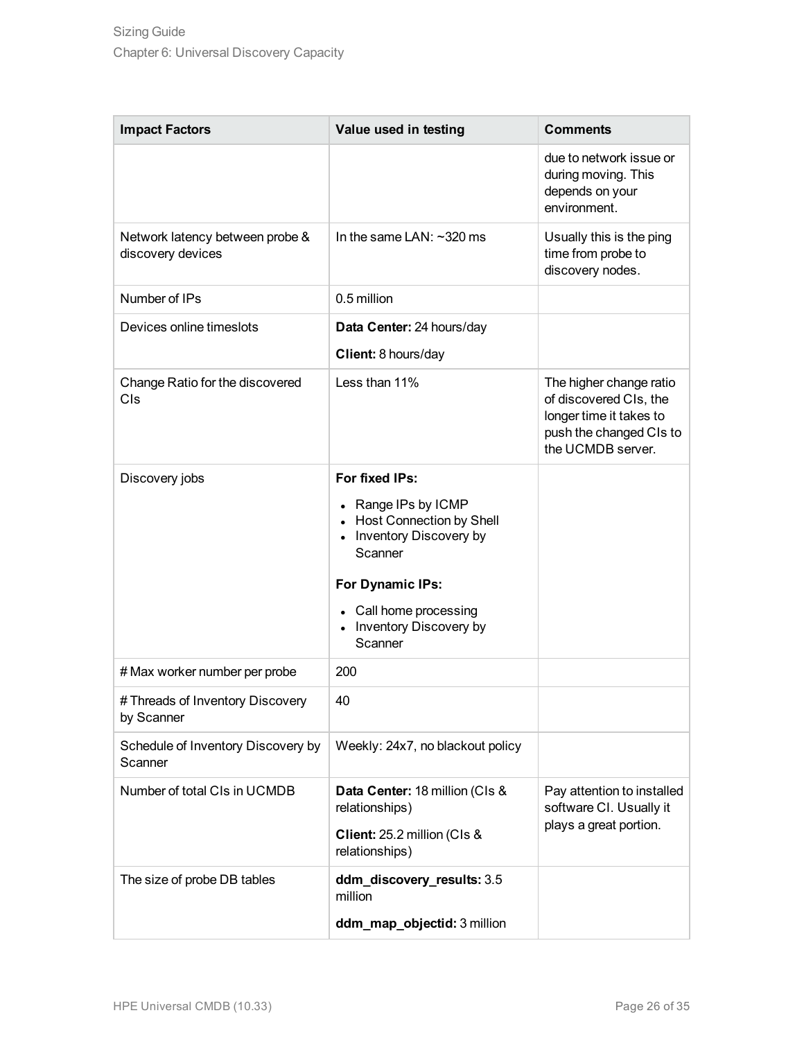| Impact Factors | Value used in testing | Comments |
|---|---|---|
| | | due to network issue or during moving. This depends on your environment. |
| Network latency between probe & discovery devices | In the same LAN: ~320 ms | Usually this is the ping time from probe to discovery nodes. |
| Number of IPs | 0.5 million | |
| Devices online timeslots | **Data Center:** 24 hours/day<br>**Client:** 8 hours/day | |
| Change Ratio for the discovered CIs | Less than 11% | The higher change ratio of discovered CIs, the longer time it takes to push the changed CIs to the UCMDB server. |
| Discovery jobs | **For fixed IPs:**<br>• Range IPs by ICMP<br>• Host Connection by Shell<br>• Inventory Discovery by Scanner<br>**For Dynamic IPs:**<br>• Call home processing<br>• Inventory Discovery by Scanner | |
| # Max worker number per probe | 200 | |
| # Threads of Inventory Discovery by Scanner | 40 | |
| Schedule of Inventory Discovery by Scanner | Weekly: 24x7, no blackout policy | |
| Number of total CIs in UCMDB | **Data Center:** 18 million (CIs & relationships)<br>**Client:** 25.2 million (CIs & relationships) | Pay attention to installed software CI. Usually it plays a great portion. |
| The size of probe DB tables | **ddm_discovery_results:** 3.5 million<br>**ddm_map_objectid:** 3 million | |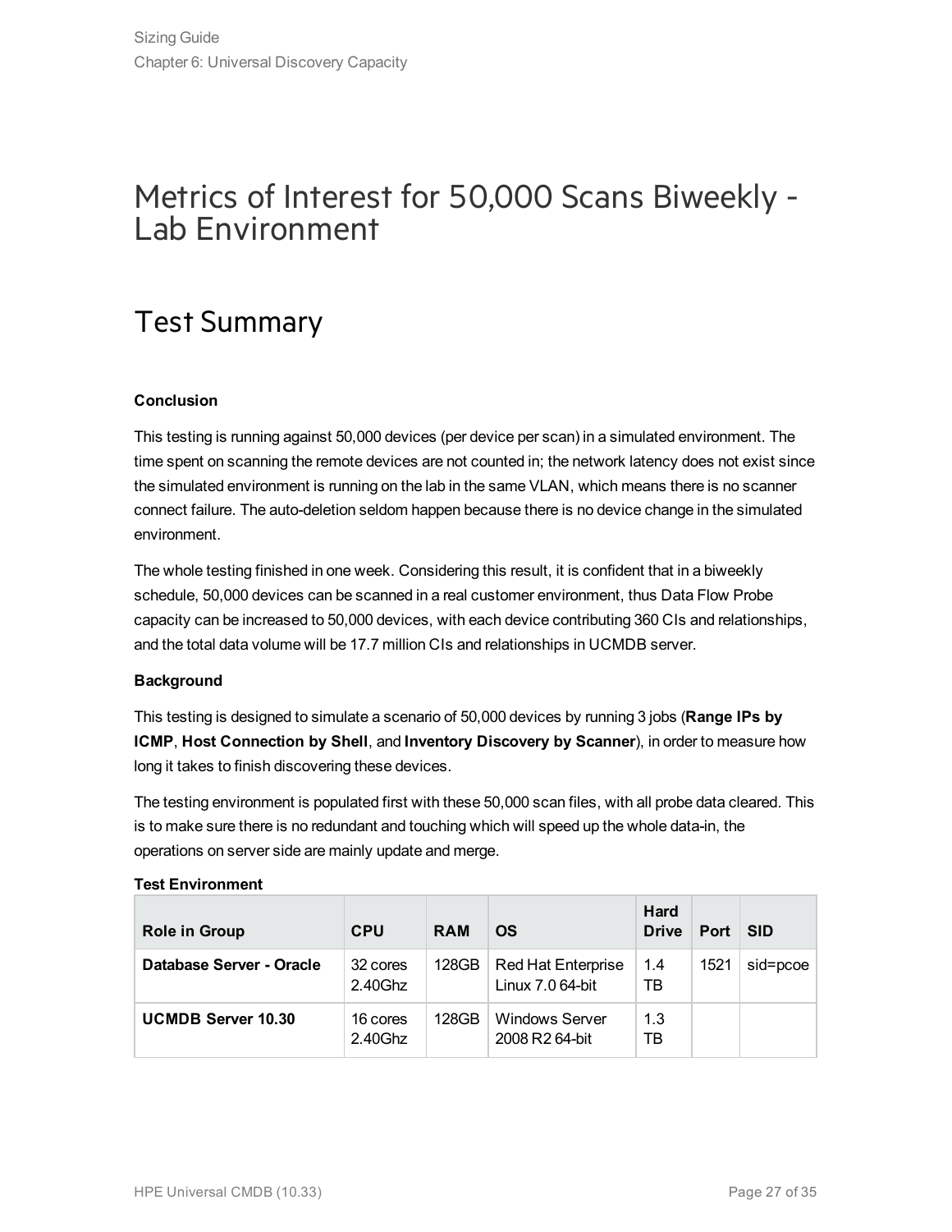# Metrics of Interest for 50,000 Scans Biweekly - Lab Environment

## Test Summary

**Conclusion**

This testing is running against 50,000 devices (per device per scan) in a simulated environment. The time spent on scanning the remote devices are not counted in; the network latency does not exist since the simulated environment is running on the lab in the same VLAN, which means there is no scanner connect failure. The auto-deletion seldom happen because there is no device change in the simulated environment.

The whole testing finished in one week. Considering this result, it is confident that in a biweekly schedule, 50,000 devices can be scanned in a real customer environment, thus Data Flow Probe capacity can be increased to 50,000 devices, with each device contributing 360 CIs and relationships, and the total data volume will be 17.7 million CIs and relationships in UCMDB server.

**Background**

This testing is designed to simulate a scenario of 50,000 devices by running 3 jobs (**Range IPs by ICMP**, **Host Connection by Shell**, and **Inventory Discovery by Scanner**), in order to measure how long it takes to finish discovering these devices.

The testing environment is populated first with these 50,000 scan files, with all probe data cleared. This is to make sure there is no redundant and touching which will speed up the whole data-in, the operations on server side are mainly update and merge.

**Test Environment**

| Role in Group | CPU | RAM | OS | Hard Drive | Port | SID |
|---|---|---|---|---|---|---|
| **Database Server - Oracle** | 32 cores 2.40Ghz | 128GB | Red Hat Enterprise Linux 7.0 64-bit | 1.4 TB | 1521 | sid=pcoe |
| **UCMDB Server 10.30** | 16 cores 2.40Ghz | 128GB | Windows Server 2008 R2 64-bit | 1.3 TB | | |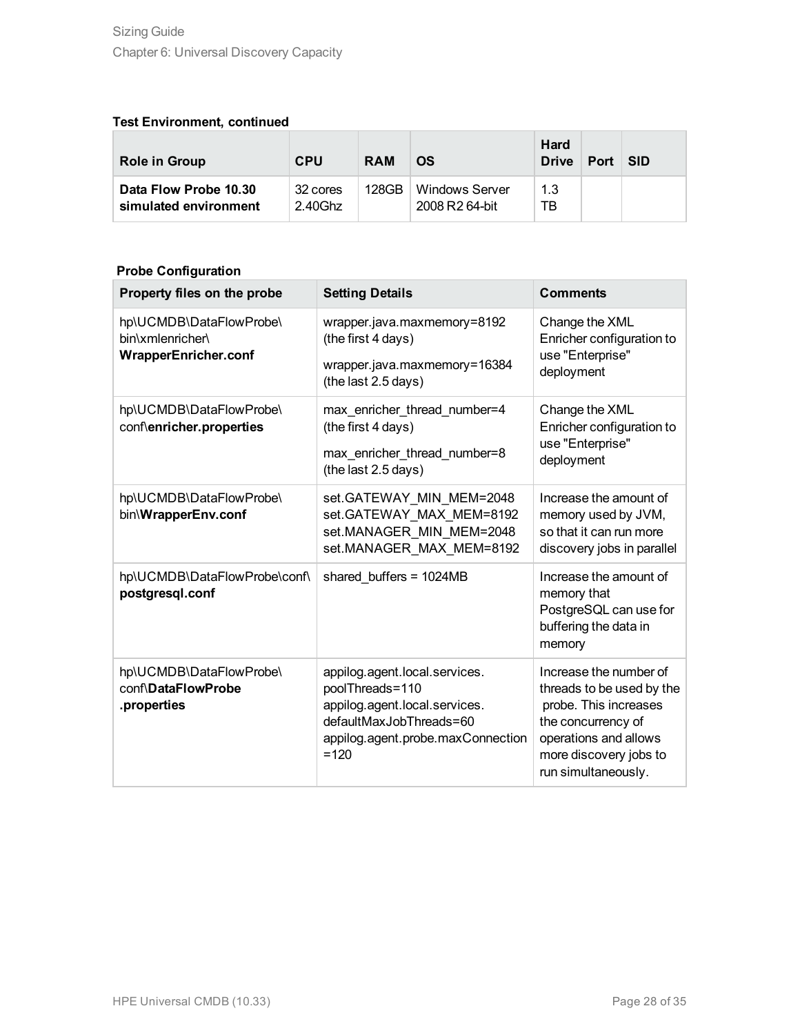**Test Environment, continued**

| Role in Group | CPU | RAM | OS | Hard Drive | Port | SID |
|---|---|---|---|---|---|---|
| **Data Flow Probe 10.30 simulated environment** | 32 cores 2.40Ghz | 128GB | Windows Server 2008 R2 64-bit | 1.3 TB | | |

**Probe Configuration**

| Property files on the probe | Setting Details | Comments |
|---|---|---|
| hp\UCMDB\DataFlowProbe\bin\xmlenricher\ **WrapperEnricher.conf** | wrapper.java.maxmemory=8192 (the first 4 days)<br><br>wrapper.java.maxmemory=16384 (the last 2.5 days) | Change the XML Enricher configuration to use "Enterprise" deployment |
| hp\UCMDB\DataFlowProbe\conf\ **enricher.properties** | max_enricher_thread_number=4 (the first 4 days)<br><br>max_enricher_thread_number=8 (the last 2.5 days) | Change the XML Enricher configuration to use "Enterprise" deployment |
| hp\UCMDB\DataFlowProbe\bin\ **WrapperEnv.conf** | set.GATEWAY_MIN_MEM=2048<br>set.GATEWAY_MAX_MEM=8192<br>set.MANAGER_MIN_MEM=2048<br>set.MANAGER_MAX_MEM=8192 | Increase the amount of memory used by JVM, so that it can run more discovery jobs in parallel |
| hp\UCMDB\DataFlowProbe\conf\ **postgresql.conf** | shared_buffers = 1024MB | Increase the amount of memory that PostgreSQL can use for buffering the data in memory |
| hp\UCMDB\DataFlowProbe\conf\ **DataFlowProbe .properties** | appilog.agent.local.services.poolThreads=110<br>appilog.agent.local.services.defaultMaxJobThreads=60<br>appilog.agent.probe.maxConnection=120 | Increase the number of threads to be used by the probe. This increases the concurrency of operations and allows more discovery jobs to run simultaneously. |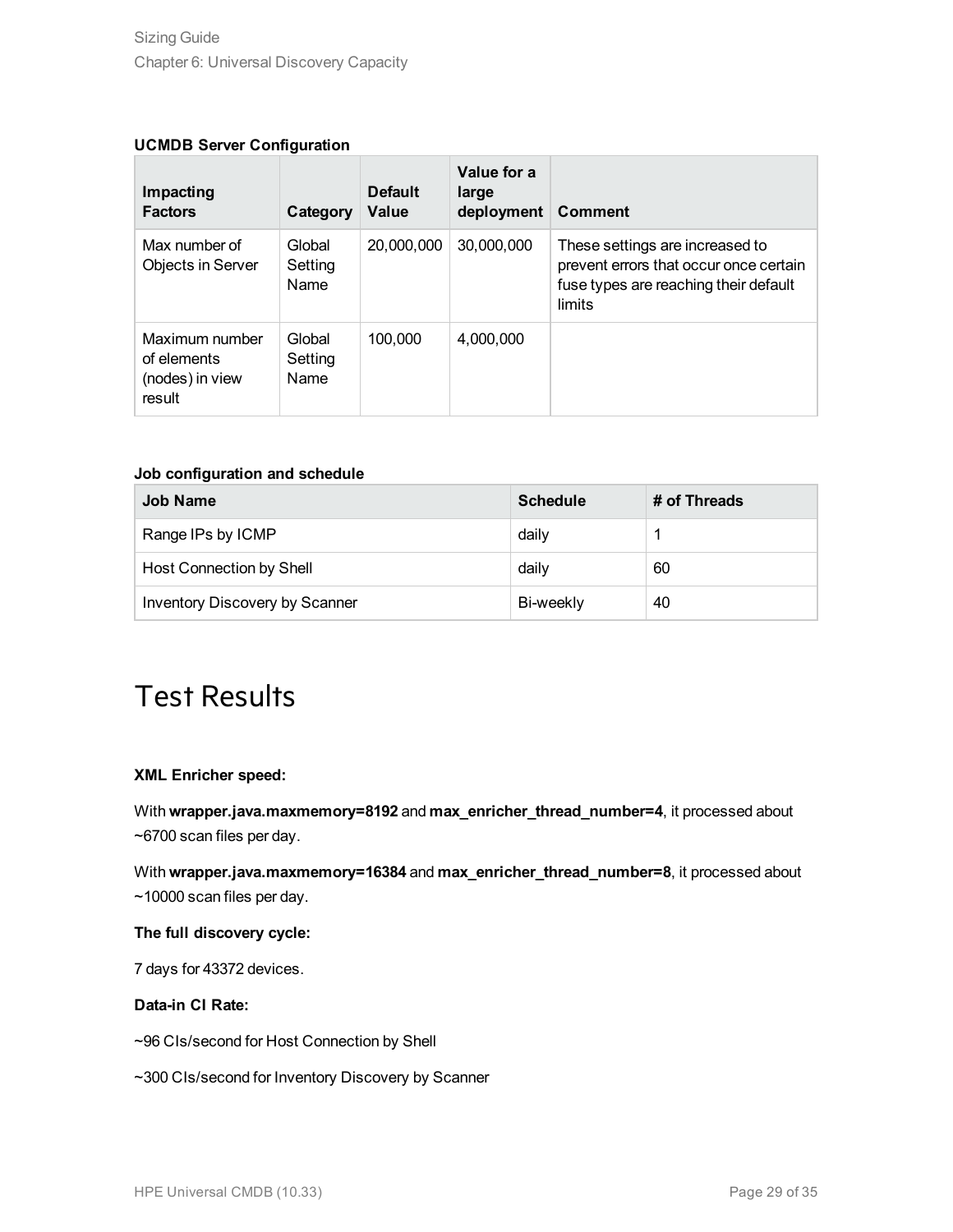**UCMDB Server Configuration**

| Impacting Factors | Category | Default Value | Value for a large deployment | Comment |
|---|---|---|---|---|
| Max number of Objects in Server | Global Setting Name | 20,000,000 | 30,000,000 | These settings are increased to prevent errors that occur once certain fuse types are reaching their default limits |
| Maximum number of elements (nodes) in view result | Global Setting Name | 100,000 | 4,000,000 | |

**Job configuration and schedule**

| Job Name | Schedule | # of Threads |
|---|---|---|
| Range IPs by ICMP | daily | 1 |
| Host Connection by Shell | daily | 60 |
| Inventory Discovery by Scanner | Bi-weekly | 40 |

# Test Results

**XML Enricher speed:**

With **wrapper.java.maxmemory=8192** and **max_enricher_thread_number=4**, it processed about ~6700 scan files per day.

With **wrapper.java.maxmemory=16384** and **max_enricher_thread_number=8**, it processed about ~10000 scan files per day.

**The full discovery cycle:**

7 days for 43372 devices.

**Data-in CI Rate:**

~96 CIs/second for Host Connection by Shell

~300 CIs/second for Inventory Discovery by Scanner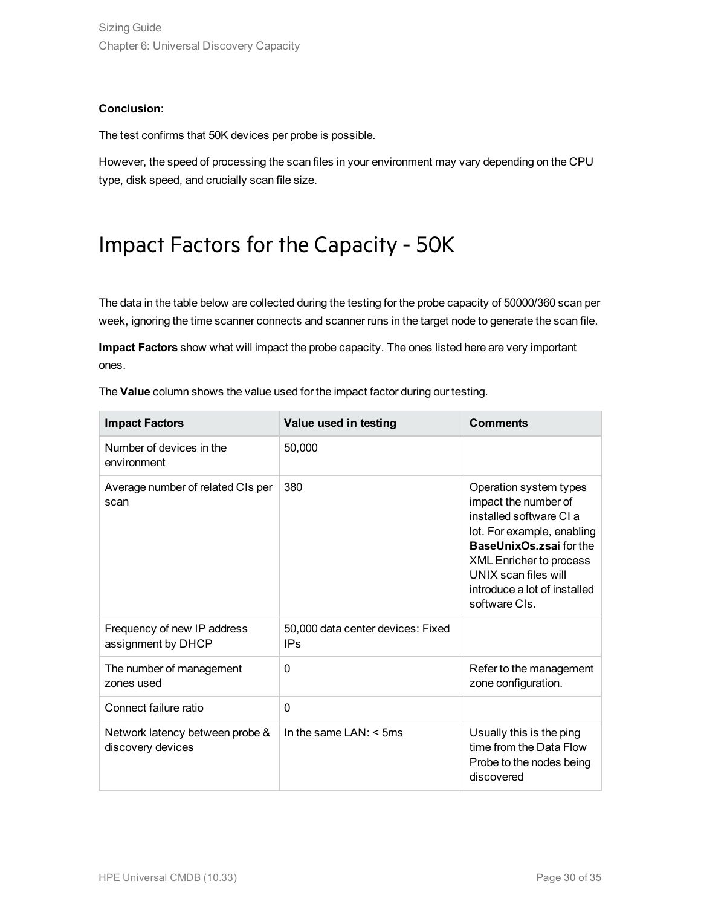**Conclusion:**

The test confirms that 50K devices per probe is possible.

However, the speed of processing the scan files in your environment may vary depending on the CPU type, disk speed, and crucially scan file size.

# Impact Factors for the Capacity - 50K

The data in the table below are collected during the testing for the probe capacity of 50000/360 scan per week, ignoring the time scanner connects and scanner runs in the target node to generate the scan file.

**Impact Factors** show what will impact the probe capacity. The ones listed here are very important ones.

The **Value** column shows the value used for the impact factor during our testing.

| Impact Factors | Value used in testing | Comments |
|---|---|---|
| Number of devices in the environment | 50,000 | |
| Average number of related CIs per scan | 380 | Operation system types impact the number of installed software CI a lot. For example, enabling **BaseUnixOs.zsai** for the XML Enricher to process UNIX scan files will introduce a lot of installed software CIs. |
| Frequency of new IP address assignment by DHCP | 50,000 data center devices: Fixed IPs | |
| The number of management zones used | 0 | Refer to the management zone configuration. |
| Connect failure ratio | 0 | |
| Network latency between probe & discovery devices | In the same LAN: < 5ms | Usually this is the ping time from the Data Flow Probe to the nodes being discovered |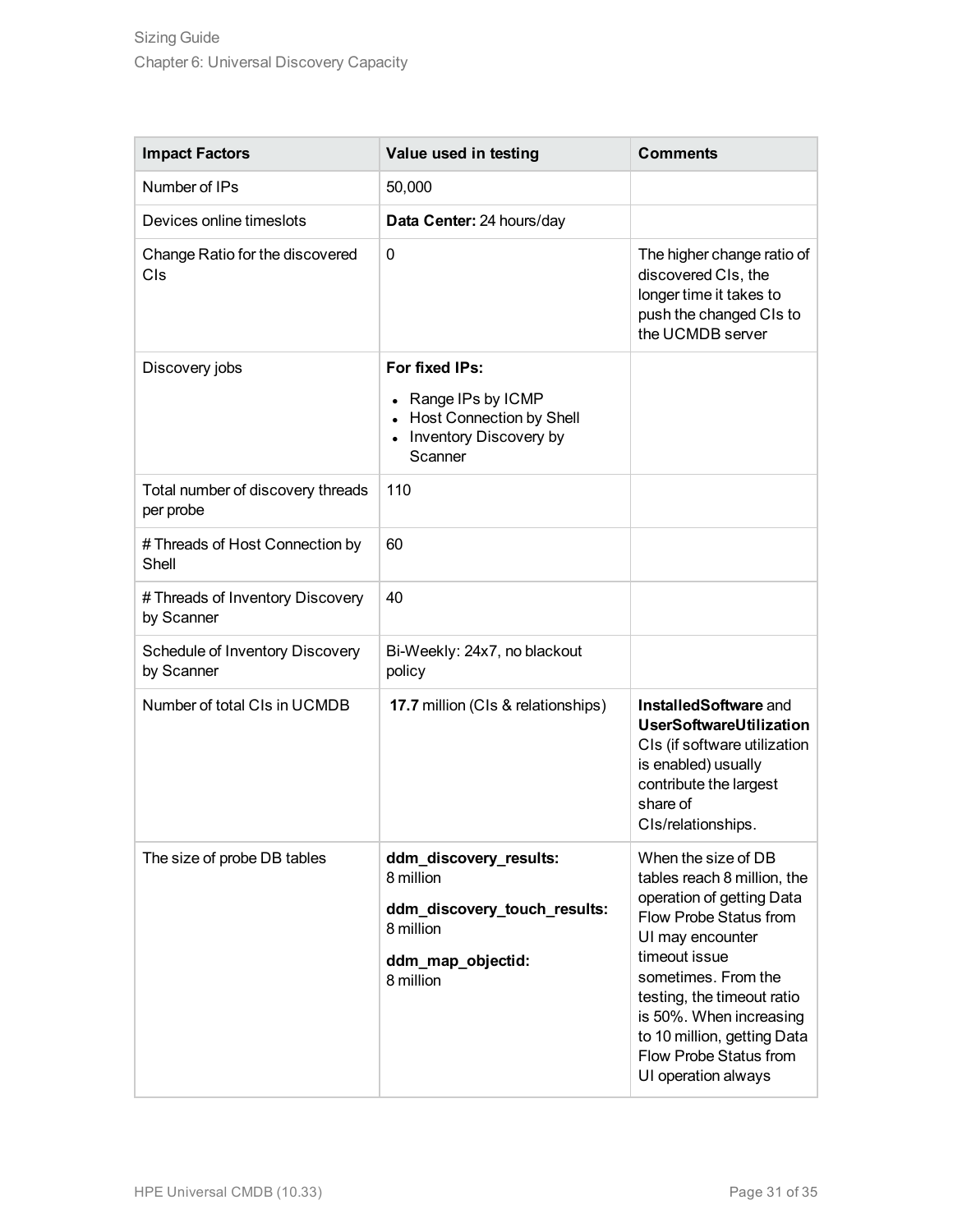| Impact Factors | Value used in testing | Comments |
|---|---|---|
| Number of IPs | 50,000 | |
| Devices online timeslots | **Data Center:** 24 hours/day | |
| Change Ratio for the discovered CIs | 0 | The higher change ratio of discovered CIs, the longer time it takes to push the changed CIs to the UCMDB server |
| Discovery jobs | **For fixed IPs:**<br>• Range IPs by ICMP<br>• Host Connection by Shell<br>• Inventory Discovery by Scanner | |
| Total number of discovery threads per probe | 110 | |
| # Threads of Host Connection by Shell | 60 | |
| # Threads of Inventory Discovery by Scanner | 40 | |
| Schedule of Inventory Discovery by Scanner | Bi-Weekly: 24x7, no blackout policy | |
| Number of total CIs in UCMDB | **17.7** million (CIs & relationships) | **InstalledSoftware** and **UserSoftwareUtilization** CIs (if software utilization is enabled) usually contribute the largest share of CIs/relationships. |
| The size of probe DB tables | **ddm_discovery_results:** 8 million<br>**ddm_discovery_touch_results:** 8 million<br>**ddm_map_objectid:** 8 million | When the size of DB tables reach 8 million, the operation of getting Data Flow Probe Status from UI may encounter timeout issue sometimes. From the testing, the timeout ratio is 50%. When increasing to 10 million, getting Data Flow Probe Status from UI operation always |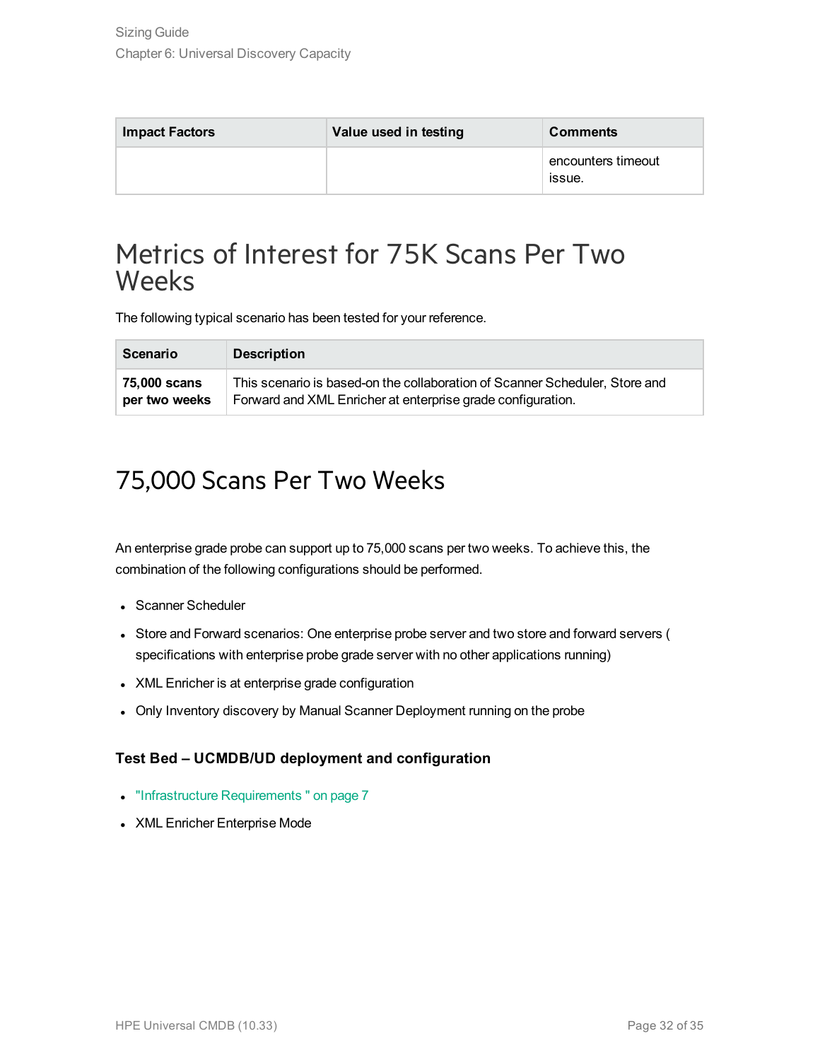| Impact Factors | Value used in testing | Comments |
| --- | --- | --- |
| | | encounters timeout issue. |

# Metrics of Interest for 75K Scans Per Two Weeks

The following typical scenario has been tested for your reference.

| Scenario | Description |
| --- | --- |
| **75,000 scans per two weeks** | This scenario is based-on the collaboration of Scanner Scheduler, Store and Forward and XML Enricher at enterprise grade configuration. |

# 75,000 Scans Per Two Weeks

An enterprise grade probe can support up to 75,000 scans per two weeks. To achieve this, the combination of the following configurations should be performed.

- Scanner Scheduler
- Store and Forward scenarios: One enterprise probe server and two store and forward servers ( specifications with enterprise probe grade server with no other applications running)
- XML Enricher is at enterprise grade configuration
- Only Inventory discovery by Manual Scanner Deployment running on the probe

**Test Bed – UCMDB/UD deployment and configuration**

- "Infrastructure Requirements " on page 7
- XML Enricher Enterprise Mode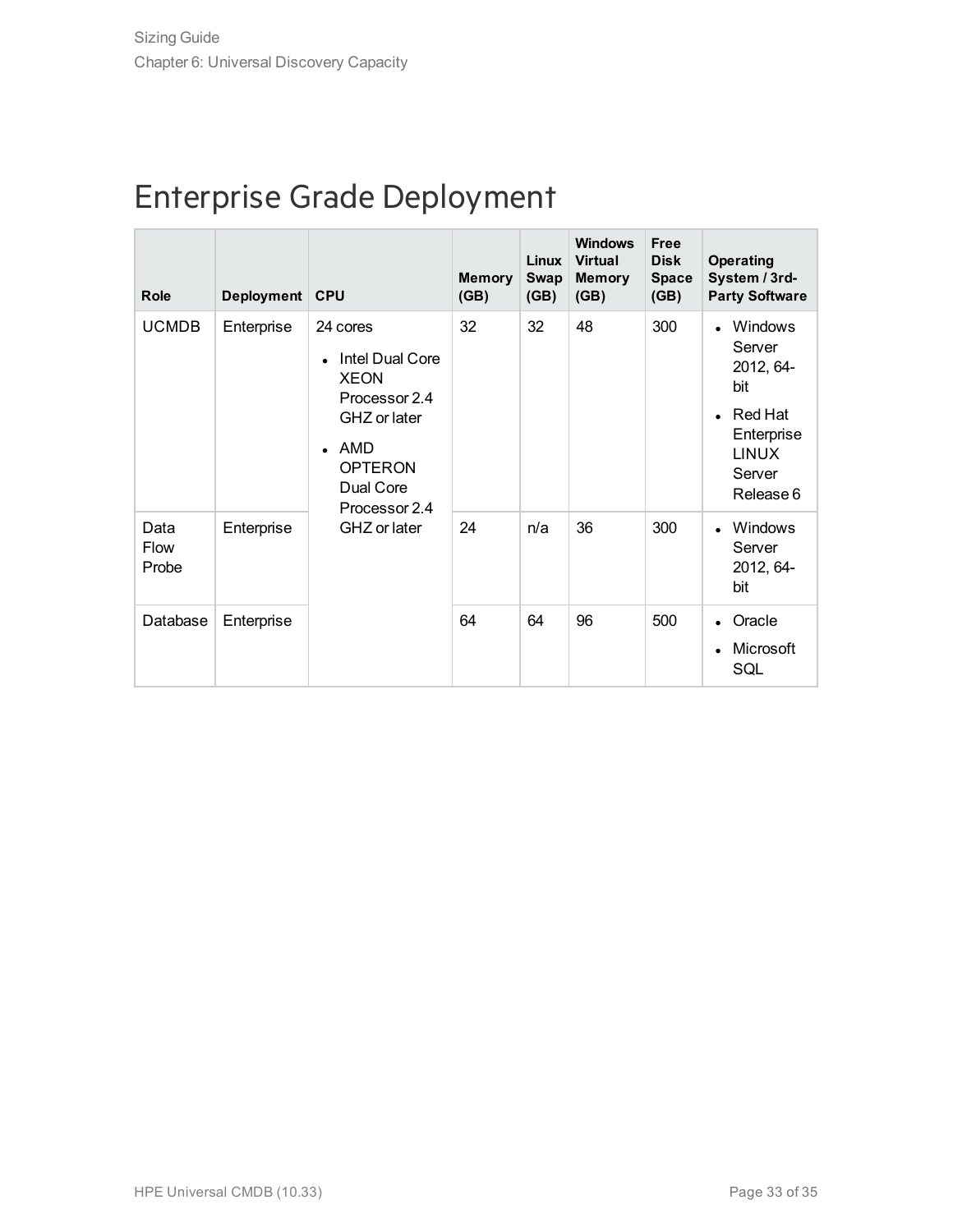# Enterprise Grade Deployment

| Role | Deployment | CPU | Memory (GB) | Linux Swap (GB) | Windows Virtual Memory (GB) | Free Disk Space (GB) | Operating System / 3rd-Party Software |
|---|---|---|---|---|---|---|---|
| UCMDB | Enterprise | 24 cores<br>• Intel Dual Core XEON Processor 2.4 GHZ or later<br>• AMD OPTERON Dual Core Processor 2.4 GHZ or later | 32 | 32 | 48 | 300 | • Windows Server 2012, 64-bit<br>• Red Hat Enterprise LINUX Server Release 6 |
| Data Flow Probe | Enterprise | | 24 | n/a | 36 | 300 | • Windows Server 2012, 64-bit |
| Database | Enterprise | | 64 | 64 | 96 | 500 | • Oracle<br>• Microsoft SQL |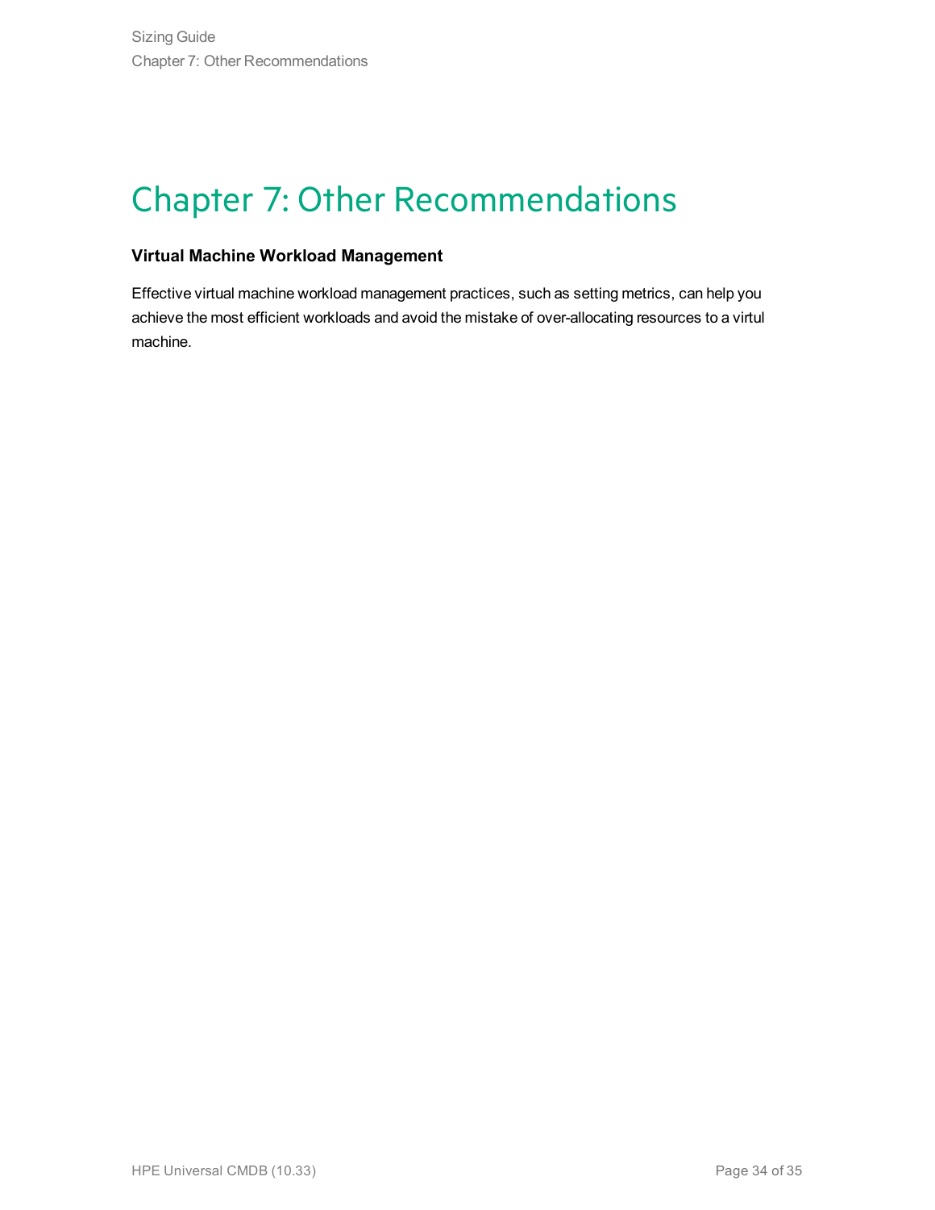# Chapter 7: Other Recommendations

**Virtual Machine Workload Management**

Effective virtual machine workload management practices, such as setting metrics, can help you achieve the most efficient workloads and avoid the mistake of over-allocating resources to a virtul machine.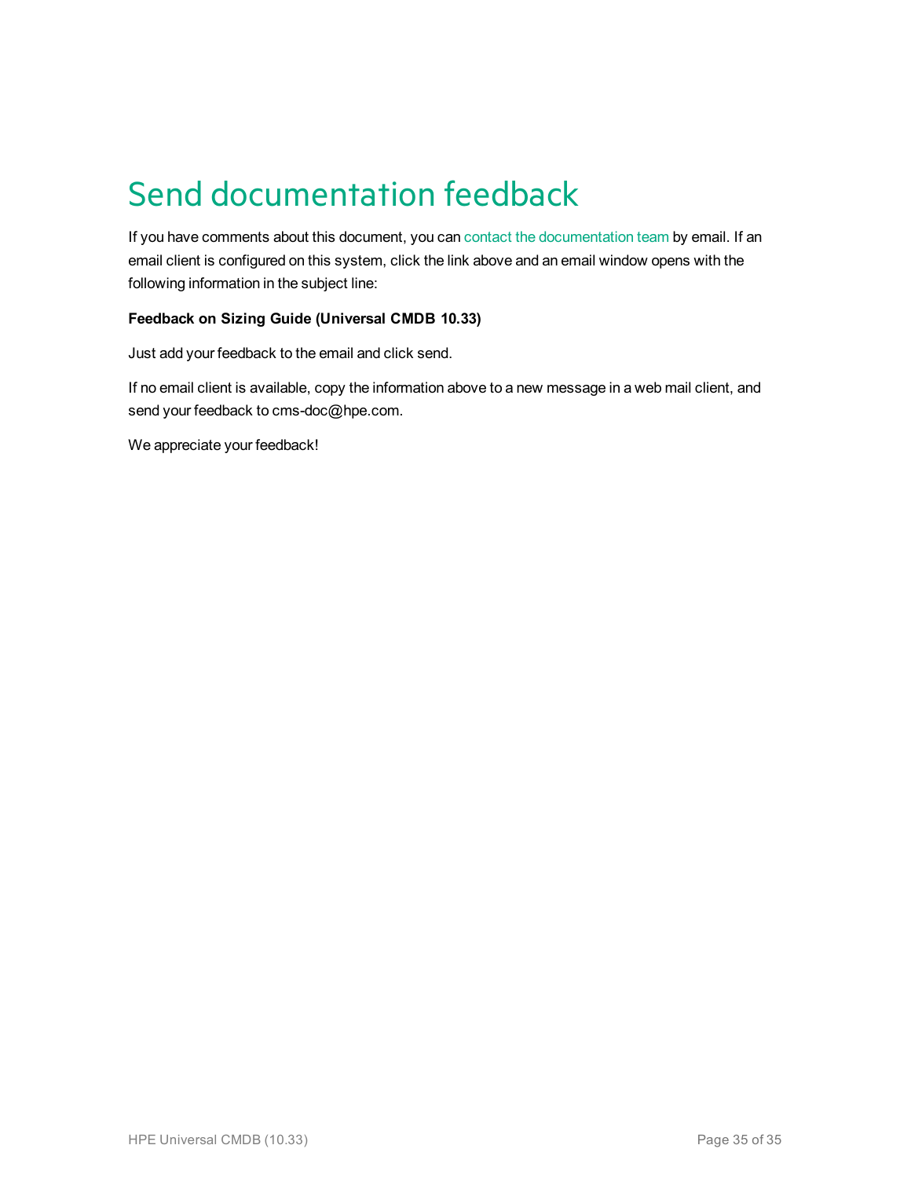# Send documentation feedback

If you have comments about this document, you can contact the documentation team by email. If an email client is configured on this system, click the link above and an email window opens with the following information in the subject line:

**Feedback on Sizing Guide (Universal CMDB 10.33)**

Just add your feedback to the email and click send.

If no email client is available, copy the information above to a new message in a web mail client, and send your feedback to cms-doc@hpe.com.

We appreciate your feedback!